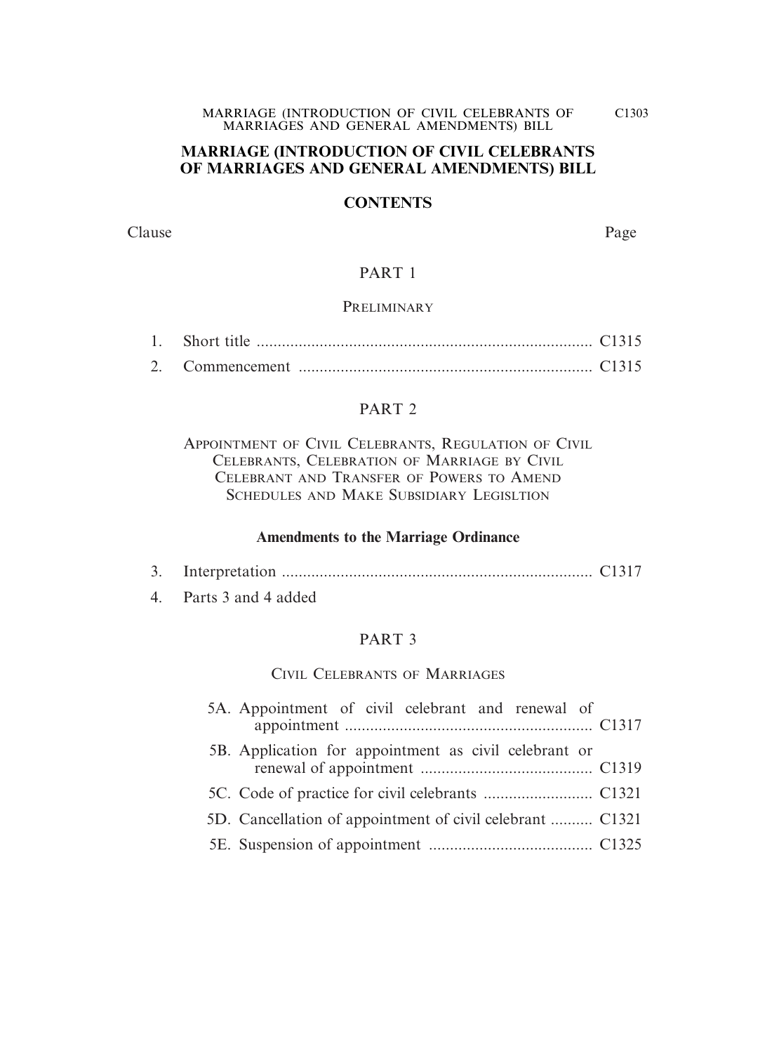# MARRIAGE (INTRODUCTION OF CIVIL CELEBRANTS OF MARRIAGES AND GENERAL AMENDMENTS) BILL

## CONTENTS

| Clause | | Page |
|---|---|---|
| | **PART 1** | |
| | PRELIMINARY | |
| 1. | Short title | C1315 |
| 2. | Commencement | C1315 |
| | **PART 2** | |
| | APPOINTMENT OF CIVIL CELEBRANTS, REGULATION OF CIVIL CELEBRANTS, CELEBRATION OF MARRIAGE BY CIVIL CELEBRANT AND TRANSFER OF POWERS TO AMEND SCHEDULES AND MAKE SUBSIDIARY LEGISLTION | |
| | **Amendments to the Marriage Ordinance** | |
| 3. | Interpretation | C1317 |
| 4. | Parts 3 and 4 added | |
| | **PART 3** | |
| | CIVIL CELEBRANTS OF MARRIAGES | |
| 5A. | Appointment of civil celebrant and renewal of appointment | C1317 |
| 5B. | Application for appointment as civil celebrant or renewal of appointment | C1319 |
| 5C. | Code of practice for civil celebrants | C1321 |
| 5D. | Cancellation of appointment of civil celebrant | C1321 |
| 5E. | Suspension of appointment | C1325 |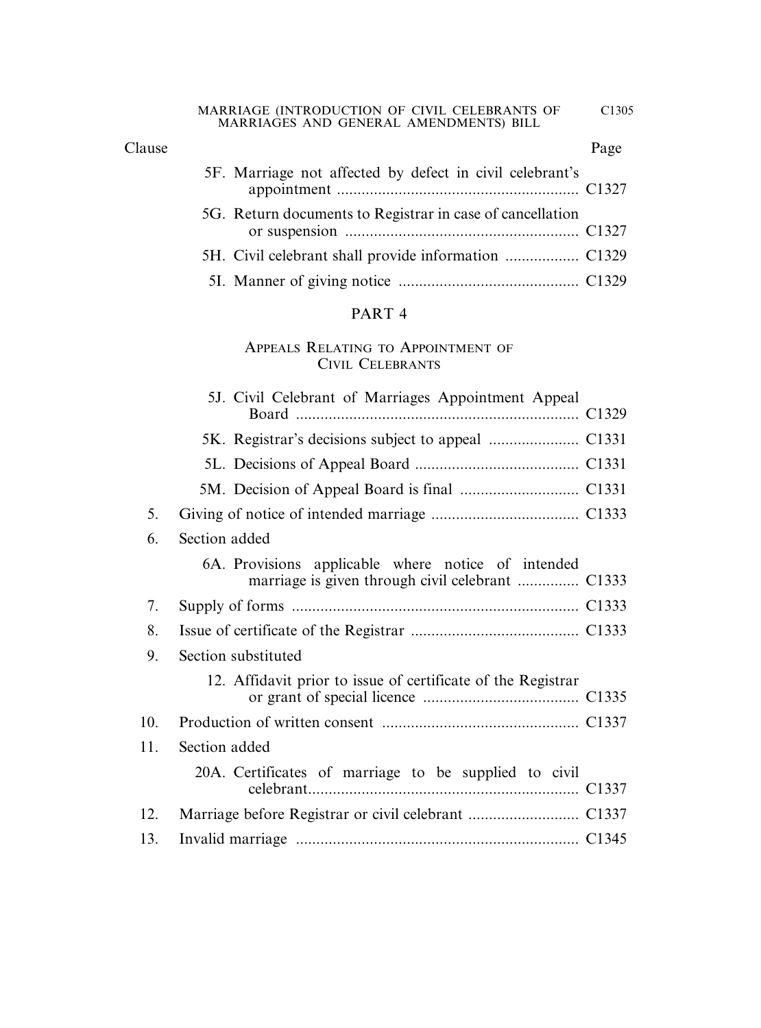| Clause | | Page |
|---|---|---|
| | 5F. Marriage not affected by defect in civil celebrant's appointment | C1327 |
| | 5G. Return documents to Registrar in case of cancellation or suspension | C1327 |
| | 5H. Civil celebrant shall provide information | C1329 |
| | 5I. Manner of giving notice | C1329 |

## PART 4

### APPEALS RELATING TO APPOINTMENT OF CIVIL CELEBRANTS

| Clause | | Page |
|---|---|---|
| | 5J. Civil Celebrant of Marriages Appointment Appeal Board | C1329 |
| | 5K. Registrar's decisions subject to appeal | C1331 |
| | 5L. Decisions of Appeal Board | C1331 |
| | 5M. Decision of Appeal Board is final | C1331 |
| 5. | Giving of notice of intended marriage | C1333 |
| 6. | Section added | |
| | 6A. Provisions applicable where notice of intended marriage is given through civil celebrant | C1333 |
| 7. | Supply of forms | C1333 |
| 8. | Issue of certificate of the Registrar | C1333 |
| 9. | Section substituted | |
| | 12. Affidavit prior to issue of certificate of the Registrar or grant of special licence | C1335 |
| 10. | Production of written consent | C1337 |
| 11. | Section added | |
| | 20A. Certificates of marriage to be supplied to civil celebrant | C1337 |
| 12. | Marriage before Registrar or civil celebrant | C1337 |
| 13. | Invalid marriage | C1345 |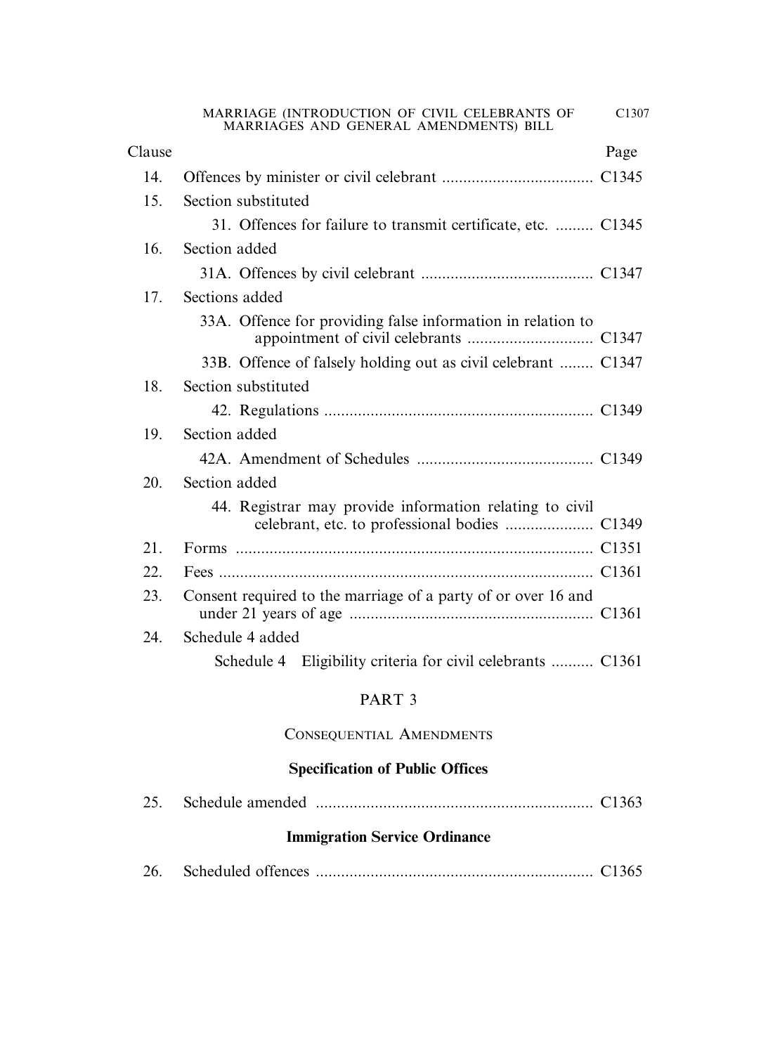| Clause | | Page |
|---|---|---|
| 14. | Offences by minister or civil celebrant | C1345 |
| 15. | Section substituted | |
| | 31. Offences for failure to transmit certificate, etc. | C1345 |
| 16. | Section added | |
| | 31A. Offences by civil celebrant | C1347 |
| 17. | Sections added | |
| | 33A. Offence for providing false information in relation to appointment of civil celebrants | C1347 |
| | 33B. Offence of falsely holding out as civil celebrant | C1347 |
| 18. | Section substituted | |
| | 42. Regulations | C1349 |
| 19. | Section added | |
| | 42A. Amendment of Schedules | C1349 |
| 20. | Section added | |
| | 44. Registrar may provide information relating to civil celebrant, etc. to professional bodies | C1349 |
| 21. | Forms | C1351 |
| 22. | Fees | C1361 |
| 23. | Consent required to the marriage of a party of or over 16 and under 21 years of age | C1361 |
| 24. | Schedule 4 added | |
| | Schedule 4 Eligibility criteria for civil celebrants | C1361 |

## PART 3

## CONSEQUENTIAL AMENDMENTS

### Specification of Public Offices

| | | |
|---|---|---|
| 25. | Schedule amended | C1363 |

### Immigration Service Ordinance

| | | |
|---|---|---|
| 26. | Scheduled offences | C1365 |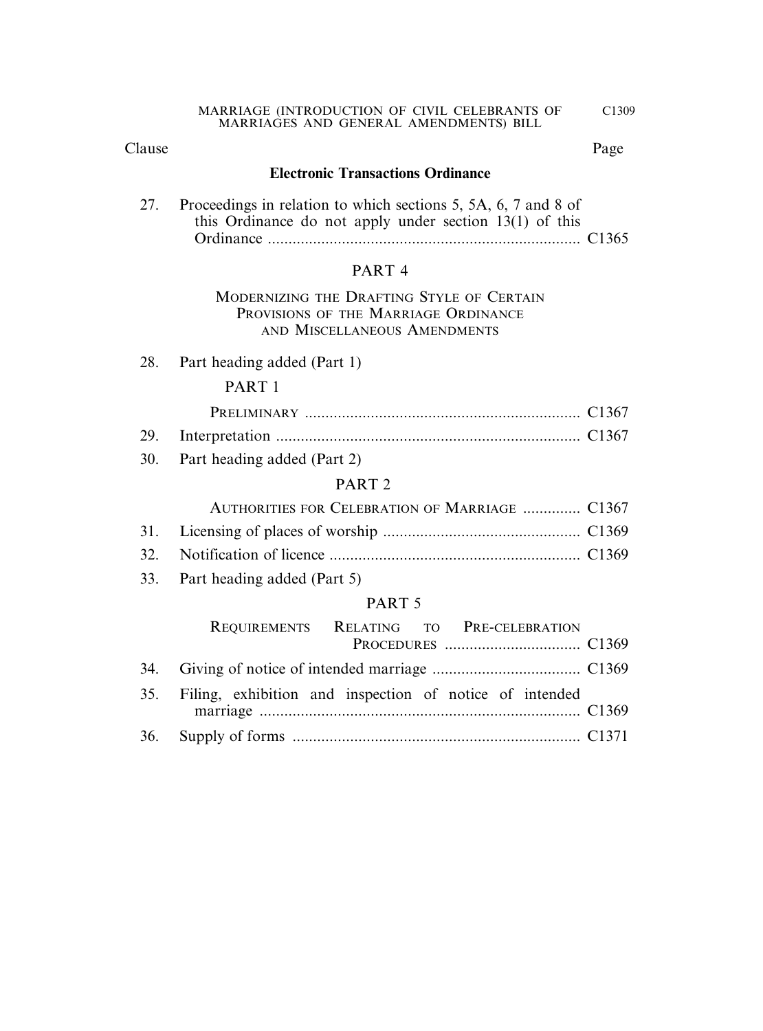| Clause | | Page |
|---|---|---|
| | **Electronic Transactions Ordinance** | |
| 27. | Proceedings in relation to which sections 5, 5A, 6, 7 and 8 of this Ordinance do not apply under section 13(1) of this Ordinance | C1365 |
| | PART 4 | |
| | MODERNIZING THE DRAFTING STYLE OF CERTAIN PROVISIONS OF THE MARRIAGE ORDINANCE AND MISCELLANEOUS AMENDMENTS | |
| 28. | Part heading added (Part 1) | |
| | PART 1 | |
| | PRELIMINARY | C1367 |
| 29. | Interpretation | C1367 |
| 30. | Part heading added (Part 2) | |
| | PART 2 | |
| | AUTHORITIES FOR CELEBRATION OF MARRIAGE | C1367 |
| 31. | Licensing of places of worship | C1369 |
| 32. | Notification of licence | C1369 |
| 33. | Part heading added (Part 5) | |
| | PART 5 | |
| | REQUIREMENTS RELATING TO PRE-CELEBRATION PROCEDURES | C1369 |
| 34. | Giving of notice of intended marriage | C1369 |
| 35. | Filing, exhibition and inspection of notice of intended marriage | C1369 |
| 36. | Supply of forms | C1371 |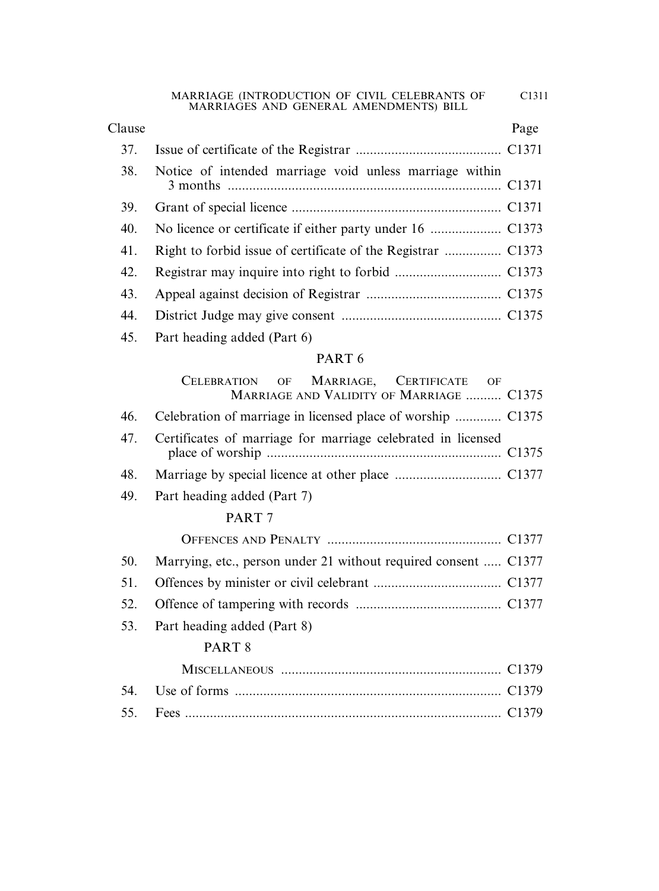| Clause | | Page |
|---|---|---|
| 37. | Issue of certificate of the Registrar | C1371 |
| 38. | Notice of intended marriage void unless marriage within 3 months | C1371 |
| 39. | Grant of special licence | C1371 |
| 40. | No licence or certificate if either party under 16 | C1373 |
| 41. | Right to forbid issue of certificate of the Registrar | C1373 |
| 42. | Registrar may inquire into right to forbid | C1373 |
| 43. | Appeal against decision of Registrar | C1375 |
| 44. | District Judge may give consent | C1375 |
| 45. | Part heading added (Part 6) | |
| | **PART 6** | |
| | CELEBRATION OF MARRIAGE, CERTIFICATE OF MARRIAGE AND VALIDITY OF MARRIAGE | C1375 |
| 46. | Celebration of marriage in licensed place of worship | C1375 |
| 47. | Certificates of marriage for marriage celebrated in licensed place of worship | C1375 |
| 48. | Marriage by special licence at other place | C1377 |
| 49. | Part heading added (Part 7) | |
| | **PART 7** | |
| | OFFENCES AND PENALTY | C1377 |
| 50. | Marrying, etc., person under 21 without required consent | C1377 |
| 51. | Offences by minister or civil celebrant | C1377 |
| 52. | Offence of tampering with records | C1377 |
| 53. | Part heading added (Part 8) | |
| | **PART 8** | |
| | MISCELLANEOUS | C1379 |
| 54. | Use of forms | C1379 |
| 55. | Fees | C1379 |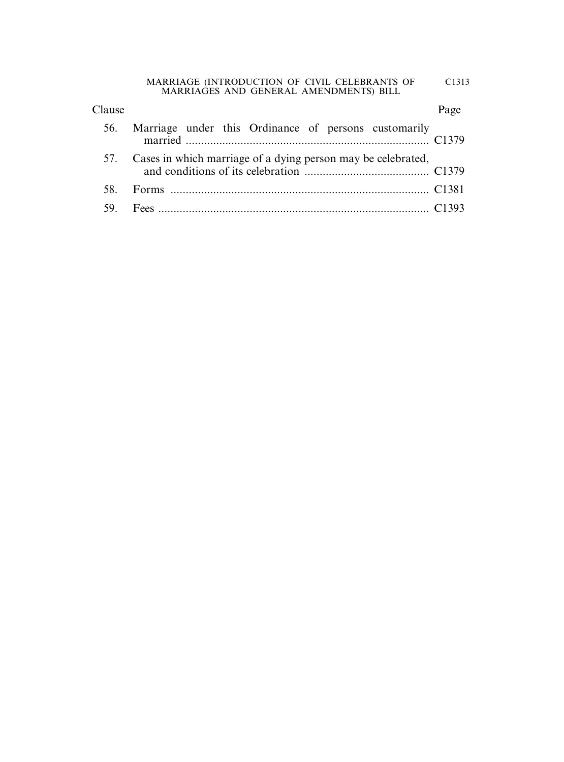| Clause | | Page |
|---|---|---|
| 56. | Marriage under this Ordinance of persons customarily married | C1379 |
| 57. | Cases in which marriage of a dying person may be celebrated, and conditions of its celebration | C1379 |
| 58. | Forms | C1381 |
| 59. | Fees | C1393 |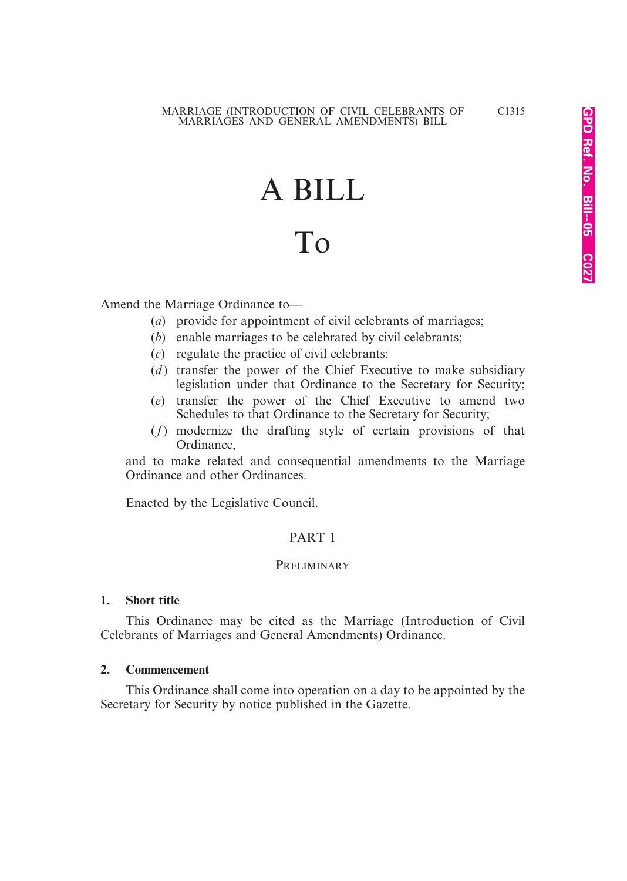# A BILL

# To

Amend the Marriage Ordinance to—

- (*a*) provide for appointment of civil celebrants of marriages;
- (*b*) enable marriages to be celebrated by civil celebrants;
- (*c*) regulate the practice of civil celebrants;
- (*d*) transfer the power of the Chief Executive to make subsidiary legislation under that Ordinance to the Secretary for Security;
- (*e*) transfer the power of the Chief Executive to amend two Schedules to that Ordinance to the Secretary for Security;
- (*f*) modernize the drafting style of certain provisions of that Ordinance,

and to make related and consequential amendments to the Marriage Ordinance and other Ordinances.

Enacted by the Legislative Council.

## PART 1

### PRELIMINARY

**1. Short title**

This Ordinance may be cited as the Marriage (Introduction of Civil Celebrants of Marriages and General Amendments) Ordinance.

**2. Commencement**

This Ordinance shall come into operation on a day to be appointed by the Secretary for Security by notice published in the Gazette.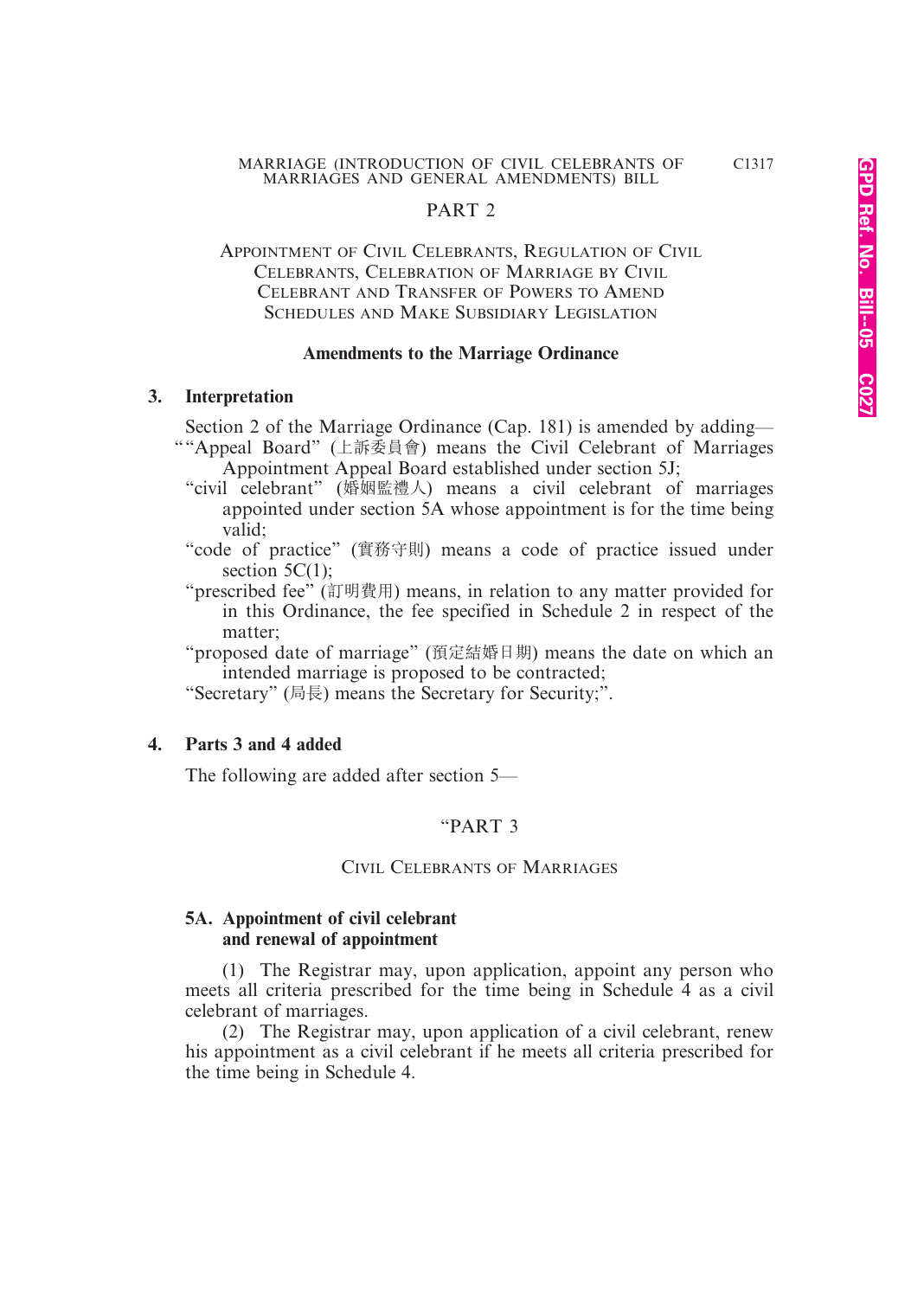## PART 2

### Appointment of Civil Celebrants, Regulation of Civil Celebrants, Celebration of Marriage by Civil Celebrant and Transfer of Powers to Amend Schedules and Make Subsidiary Legislation

**Amendments to the Marriage Ordinance**

**3. Interpretation**

Section 2 of the Marriage Ordinance (Cap. 181) is amended by adding—

""Appeal Board" (上訴委員會) means the Civil Celebrant of Marriages Appointment Appeal Board established under section 5J;

"civil celebrant" (婚姻監禮人) means a civil celebrant of marriages appointed under section 5A whose appointment is for the time being valid;

"code of practice" (實務守則) means a code of practice issued under section 5C(1);

"prescribed fee" (訂明費用) means, in relation to any matter provided for in this Ordinance, the fee specified in Schedule 2 in respect of the matter;

"proposed date of marriage" (預定結婚日期) means the date on which an intended marriage is proposed to be contracted;

"Secretary" (局長) means the Secretary for Security;".

**4. Parts 3 and 4 added**

The following are added after section 5—

"PART 3

CIVIL CELEBRANTS OF MARRIAGES

**5A. Appointment of civil celebrant and renewal of appointment**

(1) The Registrar may, upon application, appoint any person who meets all criteria prescribed for the time being in Schedule 4 as a civil celebrant of marriages.

(2) The Registrar may, upon application of a civil celebrant, renew his appointment as a civil celebrant if he meets all criteria prescribed for the time being in Schedule 4.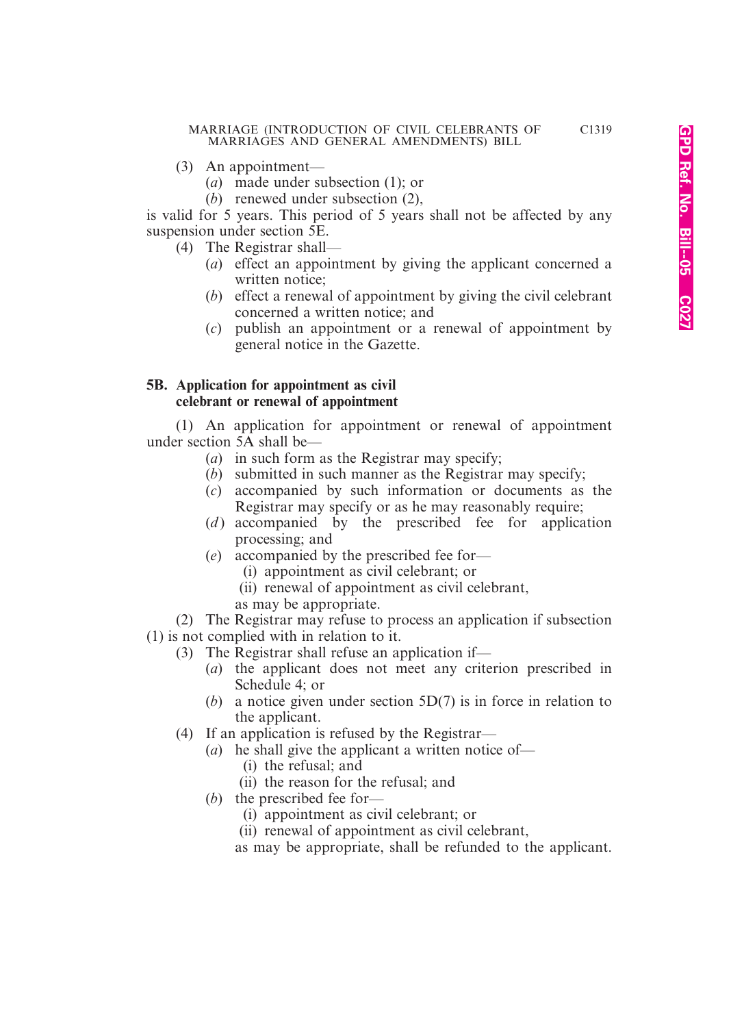(3) An appointment—

(*a*) made under subsection (1); or

(*b*) renewed under subsection (2),

is valid for 5 years. This period of 5 years shall not be affected by any suspension under section 5E.

(4) The Registrar shall—

(*a*) effect an appointment by giving the applicant concerned a written notice;

(*b*) effect a renewal of appointment by giving the civil celebrant concerned a written notice; and

(*c*) publish an appointment or a renewal of appointment by general notice in the Gazette.

**5B. Application for appointment as civil celebrant or renewal of appointment**

(1) An application for appointment or renewal of appointment under section 5A shall be—

(*a*) in such form as the Registrar may specify;

(*b*) submitted in such manner as the Registrar may specify;

(*c*) accompanied by such information or documents as the Registrar may specify or as he may reasonably require;

(*d*) accompanied by the prescribed fee for application processing; and

(*e*) accompanied by the prescribed fee for—

(i) appointment as civil celebrant; or

(ii) renewal of appointment as civil celebrant,

as may be appropriate.

(2) The Registrar may refuse to process an application if subsection (1) is not complied with in relation to it.

(3) The Registrar shall refuse an application if—

(*a*) the applicant does not meet any criterion prescribed in Schedule 4; or

(*b*) a notice given under section 5D(7) is in force in relation to the applicant.

(4) If an application is refused by the Registrar—

(*a*) he shall give the applicant a written notice of—

(i) the refusal; and

(ii) the reason for the refusal; and

(*b*) the prescribed fee for—

(i) appointment as civil celebrant; or

(ii) renewal of appointment as civil celebrant,

as may be appropriate, shall be refunded to the applicant.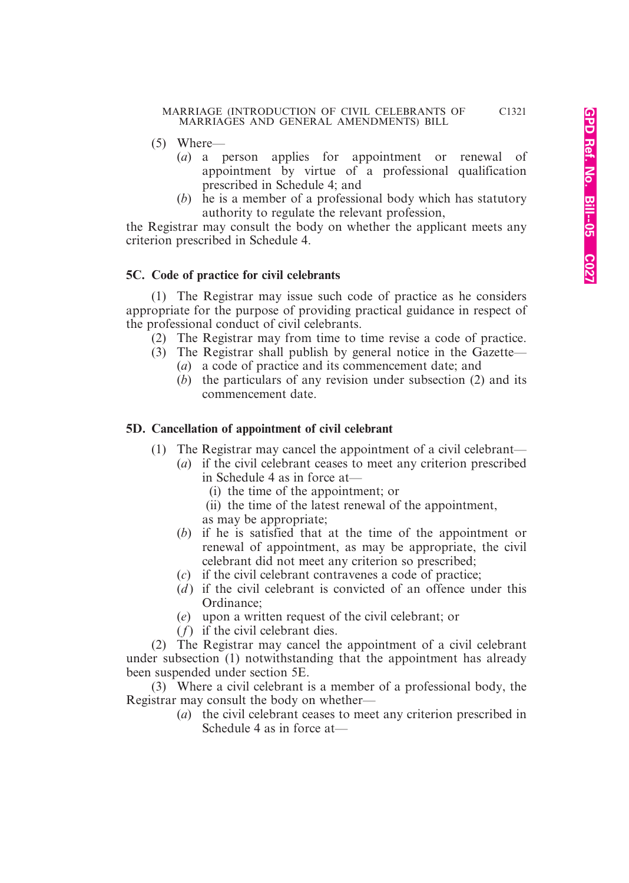(5) Where—

(*a*) a person applies for appointment or renewal of appointment by virtue of a professional qualification prescribed in Schedule 4; and

(*b*) he is a member of a professional body which has statutory authority to regulate the relevant profession,

the Registrar may consult the body on whether the applicant meets any criterion prescribed in Schedule 4.

**5C. Code of practice for civil celebrants**

(1) The Registrar may issue such code of practice as he considers appropriate for the purpose of providing practical guidance in respect of the professional conduct of civil celebrants.

(2) The Registrar may from time to time revise a code of practice.

(3) The Registrar shall publish by general notice in the Gazette—

(*a*) a code of practice and its commencement date; and

(*b*) the particulars of any revision under subsection (2) and its commencement date.

**5D. Cancellation of appointment of civil celebrant**

(1) The Registrar may cancel the appointment of a civil celebrant—

(*a*) if the civil celebrant ceases to meet any criterion prescribed in Schedule 4 as in force at—

(i) the time of the appointment; or

(ii) the time of the latest renewal of the appointment,

as may be appropriate;

(*b*) if he is satisfied that at the time of the appointment or renewal of appointment, as may be appropriate, the civil celebrant did not meet any criterion so prescribed;

(*c*) if the civil celebrant contravenes a code of practice;

(*d*) if the civil celebrant is convicted of an offence under this Ordinance;

(*e*) upon a written request of the civil celebrant; or

(*f*) if the civil celebrant dies.

(2) The Registrar may cancel the appointment of a civil celebrant under subsection (1) notwithstanding that the appointment has already been suspended under section 5E.

(3) Where a civil celebrant is a member of a professional body, the Registrar may consult the body on whether—

(*a*) the civil celebrant ceases to meet any criterion prescribed in Schedule 4 as in force at—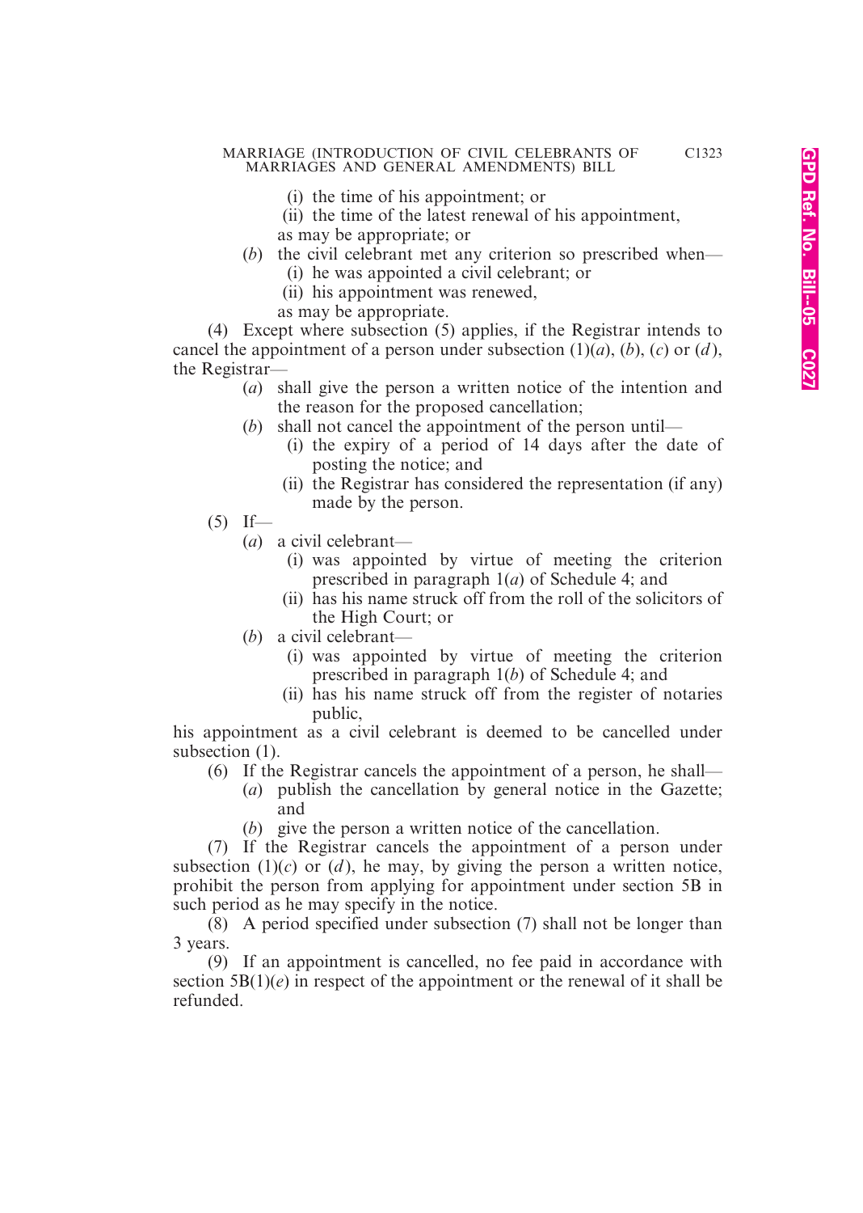(i) the time of his appointment; or

(ii) the time of the latest renewal of his appointment,

as may be appropriate; or

(*b*) the civil celebrant met any criterion so prescribed when—

(i) he was appointed a civil celebrant; or

(ii) his appointment was renewed,

as may be appropriate.

(4) Except where subsection (5) applies, if the Registrar intends to cancel the appointment of a person under subsection (1)(*a*), (*b*), (*c*) or (*d*), the Registrar—

(*a*) shall give the person a written notice of the intention and the reason for the proposed cancellation;

(*b*) shall not cancel the appointment of the person until—

(i) the expiry of a period of 14 days after the date of posting the notice; and

(ii) the Registrar has considered the representation (if any) made by the person.

(5) If—

(*a*) a civil celebrant—

(i) was appointed by virtue of meeting the criterion prescribed in paragraph 1(*a*) of Schedule 4; and

(ii) has his name struck off from the roll of the solicitors of the High Court; or

(*b*) a civil celebrant—

(i) was appointed by virtue of meeting the criterion prescribed in paragraph 1(*b*) of Schedule 4; and

(ii) has his name struck off from the register of notaries public,

his appointment as a civil celebrant is deemed to be cancelled under subsection (1).

(6) If the Registrar cancels the appointment of a person, he shall—

(*a*) publish the cancellation by general notice in the Gazette; and

(*b*) give the person a written notice of the cancellation.

(7) If the Registrar cancels the appointment of a person under subsection (1)(*c*) or (*d*), he may, by giving the person a written notice, prohibit the person from applying for appointment under section 5B in such period as he may specify in the notice.

(8) A period specified under subsection (7) shall not be longer than 3 years.

(9) If an appointment is cancelled, no fee paid in accordance with section 5B(1)(*e*) in respect of the appointment or the renewal of it shall be refunded.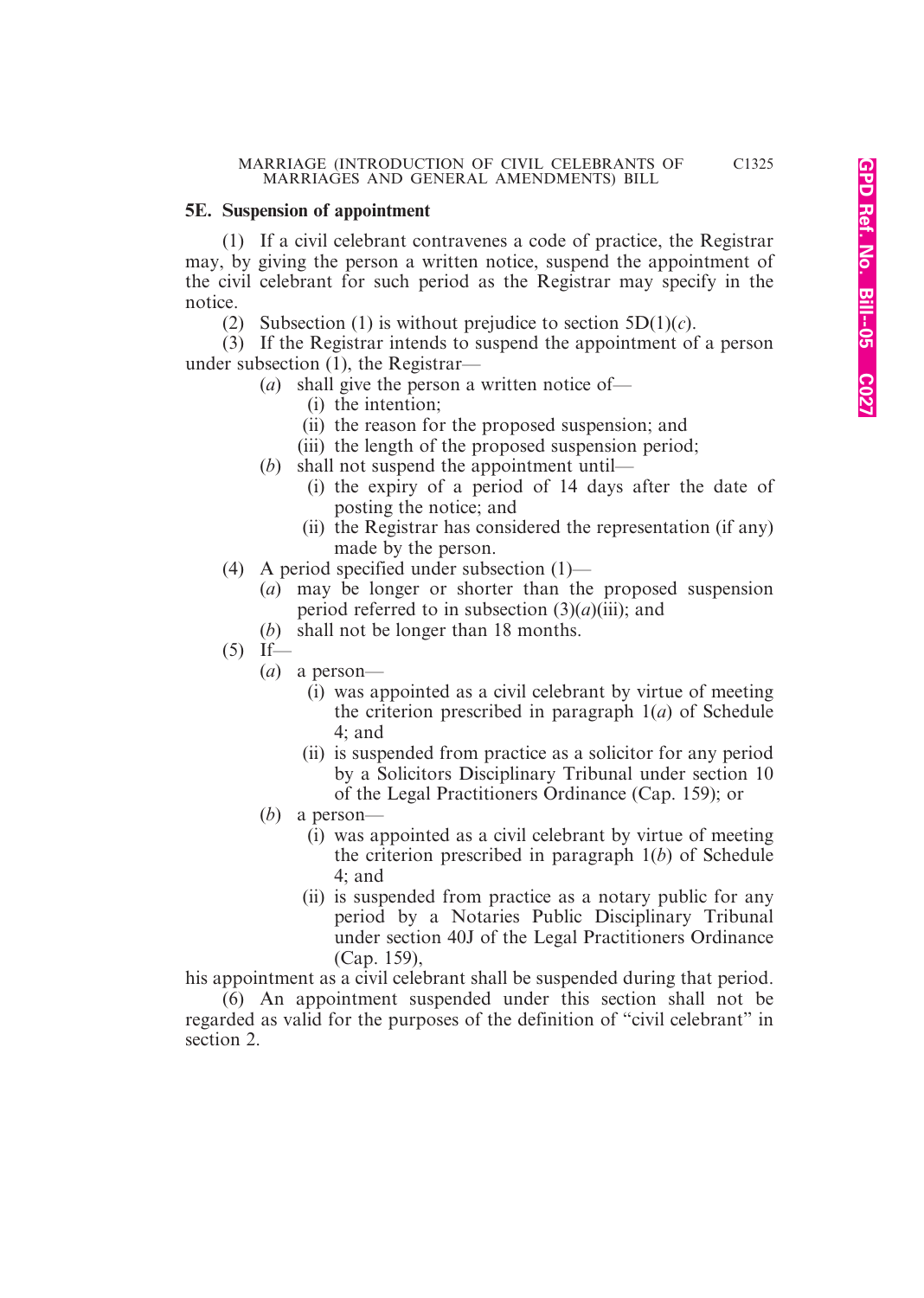**5E. Suspension of appointment**

(1) If a civil celebrant contravenes a code of practice, the Registrar may, by giving the person a written notice, suspend the appointment of the civil celebrant for such period as the Registrar may specify in the notice.

(2) Subsection (1) is without prejudice to section 5D(1)(*c*).

(3) If the Registrar intends to suspend the appointment of a person under subsection (1), the Registrar—

- (*a*) shall give the person a written notice of—
  - (i) the intention;
  - (ii) the reason for the proposed suspension; and
  - (iii) the length of the proposed suspension period;
- (*b*) shall not suspend the appointment until—
  - (i) the expiry of a period of 14 days after the date of posting the notice; and
  - (ii) the Registrar has considered the representation (if any) made by the person.

(4) A period specified under subsection (1)—

- (*a*) may be longer or shorter than the proposed suspension period referred to in subsection (3)(*a*)(iii); and
- (*b*) shall not be longer than 18 months.

(5) If—

- (*a*) a person—
  - (i) was appointed as a civil celebrant by virtue of meeting the criterion prescribed in paragraph 1(*a*) of Schedule 4; and
  - (ii) is suspended from practice as a solicitor for any period by a Solicitors Disciplinary Tribunal under section 10 of the Legal Practitioners Ordinance (Cap. 159); or
- (*b*) a person—
  - (i) was appointed as a civil celebrant by virtue of meeting the criterion prescribed in paragraph 1(*b*) of Schedule 4; and
  - (ii) is suspended from practice as a notary public for any period by a Notaries Public Disciplinary Tribunal under section 40J of the Legal Practitioners Ordinance (Cap. 159),

his appointment as a civil celebrant shall be suspended during that period.

(6) An appointment suspended under this section shall not be regarded as valid for the purposes of the definition of "civil celebrant" in section 2.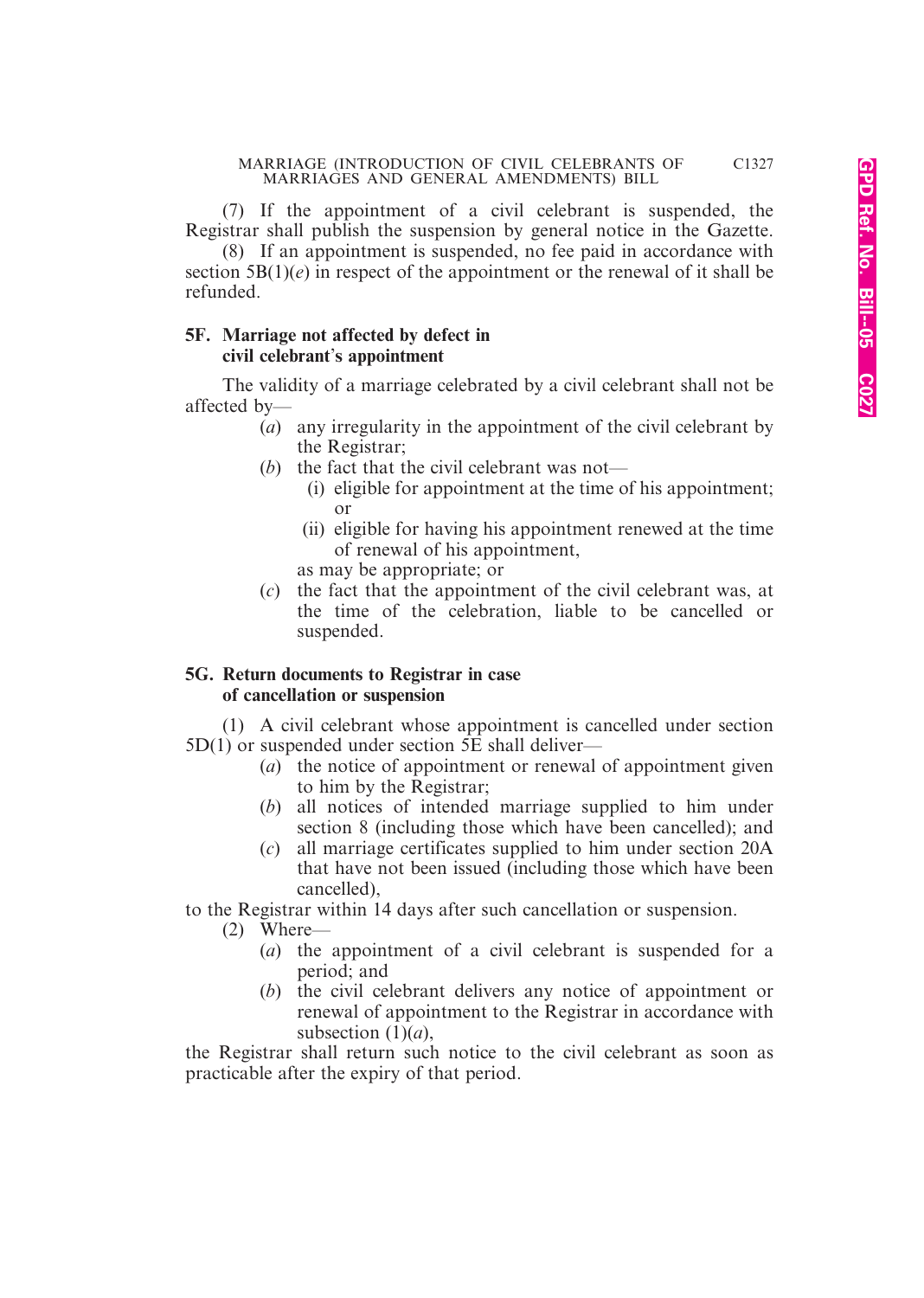(7) If the appointment of a civil celebrant is suspended, the Registrar shall publish the suspension by general notice in the Gazette.

(8) If an appointment is suspended, no fee paid in accordance with section 5B(1)(*e*) in respect of the appointment or the renewal of it shall be refunded.

**5F. Marriage not affected by defect in civil celebrant's appointment**

The validity of a marriage celebrated by a civil celebrant shall not be affected by—

(*a*) any irregularity in the appointment of the civil celebrant by the Registrar;

(*b*) the fact that the civil celebrant was not—

(i) eligible for appointment at the time of his appointment; or

(ii) eligible for having his appointment renewed at the time of renewal of his appointment,

as may be appropriate; or

(*c*) the fact that the appointment of the civil celebrant was, at the time of the celebration, liable to be cancelled or suspended.

**5G. Return documents to Registrar in case of cancellation or suspension**

(1) A civil celebrant whose appointment is cancelled under section 5D(1) or suspended under section 5E shall deliver—

(*a*) the notice of appointment or renewal of appointment given to him by the Registrar;

(*b*) all notices of intended marriage supplied to him under section 8 (including those which have been cancelled); and

(*c*) all marriage certificates supplied to him under section 20A that have not been issued (including those which have been cancelled),

to the Registrar within 14 days after such cancellation or suspension.

(2) Where—

(*a*) the appointment of a civil celebrant is suspended for a period; and

(*b*) the civil celebrant delivers any notice of appointment or renewal of appointment to the Registrar in accordance with subsection (1)(*a*),

the Registrar shall return such notice to the civil celebrant as soon as practicable after the expiry of that period.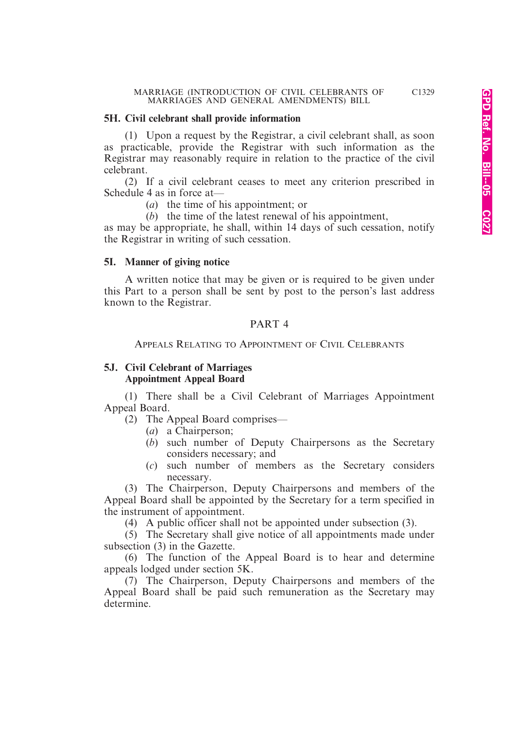### 5H. Civil celebrant shall provide information

(1) Upon a request by the Registrar, a civil celebrant shall, as soon as practicable, provide the Registrar with such information as the Registrar may reasonably require in relation to the practice of the civil celebrant.

(2) If a civil celebrant ceases to meet any criterion prescribed in Schedule 4 as in force at—

(*a*) the time of his appointment; or

(*b*) the time of the latest renewal of his appointment,

as may be appropriate, he shall, within 14 days of such cessation, notify the Registrar in writing of such cessation.

### 5I. Manner of giving notice

A written notice that may be given or is required to be given under this Part to a person shall be sent by post to the person's last address known to the Registrar.

## PART 4

## Appeals Relating to Appointment of Civil Celebrants

### 5J. Civil Celebrant of Marriages Appointment Appeal Board

(1) There shall be a Civil Celebrant of Marriages Appointment Appeal Board.

(2) The Appeal Board comprises—

(*a*) a Chairperson;

(*b*) such number of Deputy Chairpersons as the Secretary considers necessary; and

(*c*) such number of members as the Secretary considers necessary.

(3) The Chairperson, Deputy Chairpersons and members of the Appeal Board shall be appointed by the Secretary for a term specified in the instrument of appointment.

(4) A public officer shall not be appointed under subsection (3).

(5) The Secretary shall give notice of all appointments made under subsection (3) in the Gazette.

(6) The function of the Appeal Board is to hear and determine appeals lodged under section 5K.

(7) The Chairperson, Deputy Chairpersons and members of the Appeal Board shall be paid such remuneration as the Secretary may determine.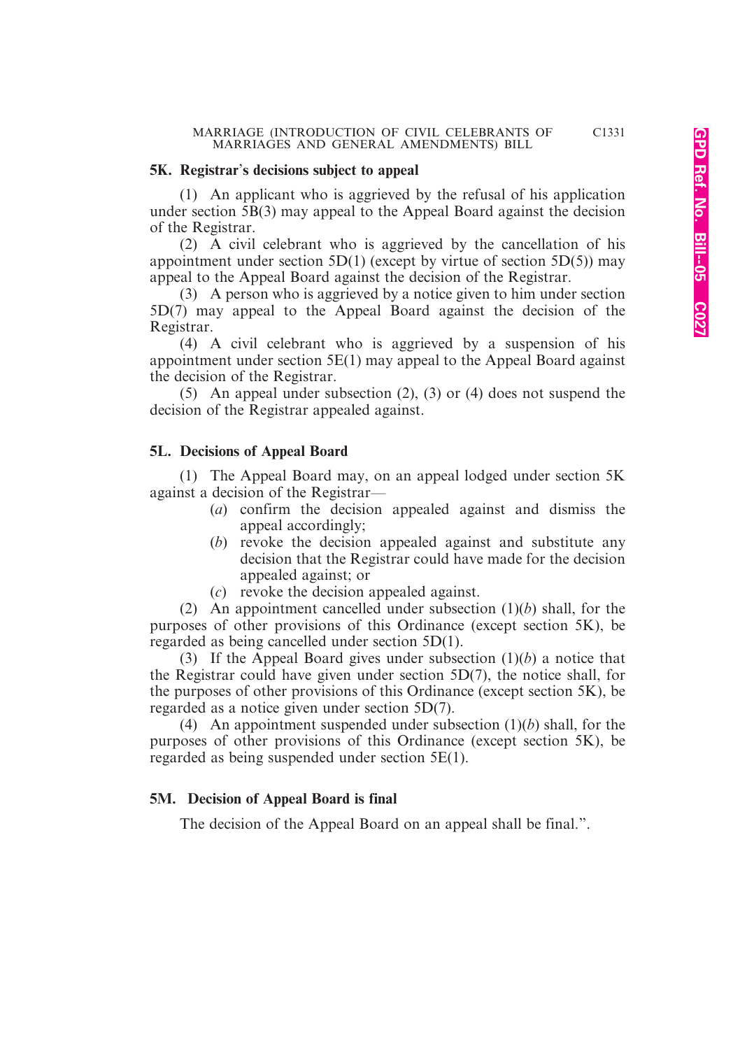### 5K. Registrar's decisions subject to appeal

(1) An applicant who is aggrieved by the refusal of his application under section 5B(3) may appeal to the Appeal Board against the decision of the Registrar.

(2) A civil celebrant who is aggrieved by the cancellation of his appointment under section 5D(1) (except by virtue of section 5D(5)) may appeal to the Appeal Board against the decision of the Registrar.

(3) A person who is aggrieved by a notice given to him under section 5D(7) may appeal to the Appeal Board against the decision of the Registrar.

(4) A civil celebrant who is aggrieved by a suspension of his appointment under section 5E(1) may appeal to the Appeal Board against the decision of the Registrar.

(5) An appeal under subsection (2), (3) or (4) does not suspend the decision of the Registrar appealed against.

### 5L. Decisions of Appeal Board

(1) The Appeal Board may, on an appeal lodged under section 5K against a decision of the Registrar—

- (*a*) confirm the decision appealed against and dismiss the appeal accordingly;
- (*b*) revoke the decision appealed against and substitute any decision that the Registrar could have made for the decision appealed against; or
- (*c*) revoke the decision appealed against.

(2) An appointment cancelled under subsection (1)(*b*) shall, for the purposes of other provisions of this Ordinance (except section 5K), be regarded as being cancelled under section 5D(1).

(3) If the Appeal Board gives under subsection (1)(*b*) a notice that the Registrar could have given under section 5D(7), the notice shall, for the purposes of other provisions of this Ordinance (except section 5K), be regarded as a notice given under section 5D(7).

(4) An appointment suspended under subsection (1)(*b*) shall, for the purposes of other provisions of this Ordinance (except section 5K), be regarded as being suspended under section 5E(1).

### 5M. Decision of Appeal Board is final

The decision of the Appeal Board on an appeal shall be final.".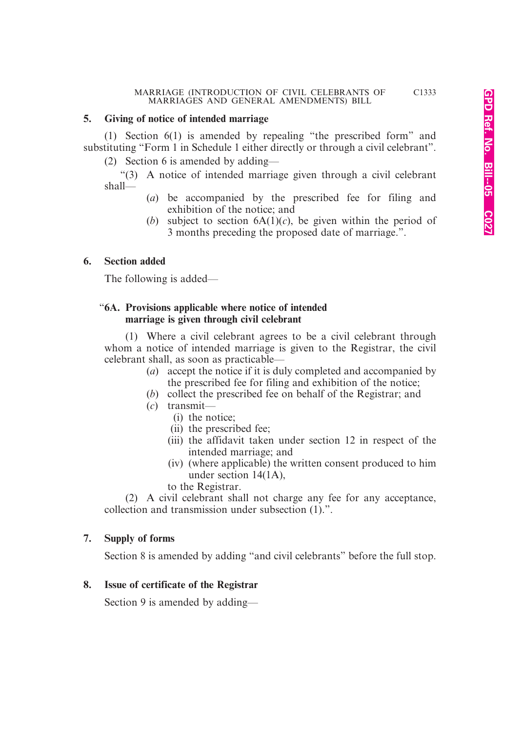## 5. Giving of notice of intended marriage

(1) Section 6(1) is amended by repealing "the prescribed form" and substituting "Form 1 in Schedule 1 either directly or through a civil celebrant".

(2) Section 6 is amended by adding—

"(3) A notice of intended marriage given through a civil celebrant shall—

(*a*) be accompanied by the prescribed fee for filing and exhibition of the notice; and

(*b*) subject to section 6A(1)(*c*), be given within the period of 3 months preceding the proposed date of marriage.".

## 6. Section added

The following is added—

"**6A. Provisions applicable where notice of intended marriage is given through civil celebrant**

(1) Where a civil celebrant agrees to be a civil celebrant through whom a notice of intended marriage is given to the Registrar, the civil celebrant shall, as soon as practicable—

(*a*) accept the notice if it is duly completed and accompanied by the prescribed fee for filing and exhibition of the notice;

(*b*) collect the prescribed fee on behalf of the Registrar; and

(*c*) transmit—

(i) the notice;

(ii) the prescribed fee;

(iii) the affidavit taken under section 12 in respect of the intended marriage; and

(iv) (where applicable) the written consent produced to him under section 14(1A),

to the Registrar.

(2) A civil celebrant shall not charge any fee for any acceptance, collection and transmission under subsection (1).".

## 7. Supply of forms

Section 8 is amended by adding "and civil celebrants" before the full stop.

## 8. Issue of certificate of the Registrar

Section 9 is amended by adding—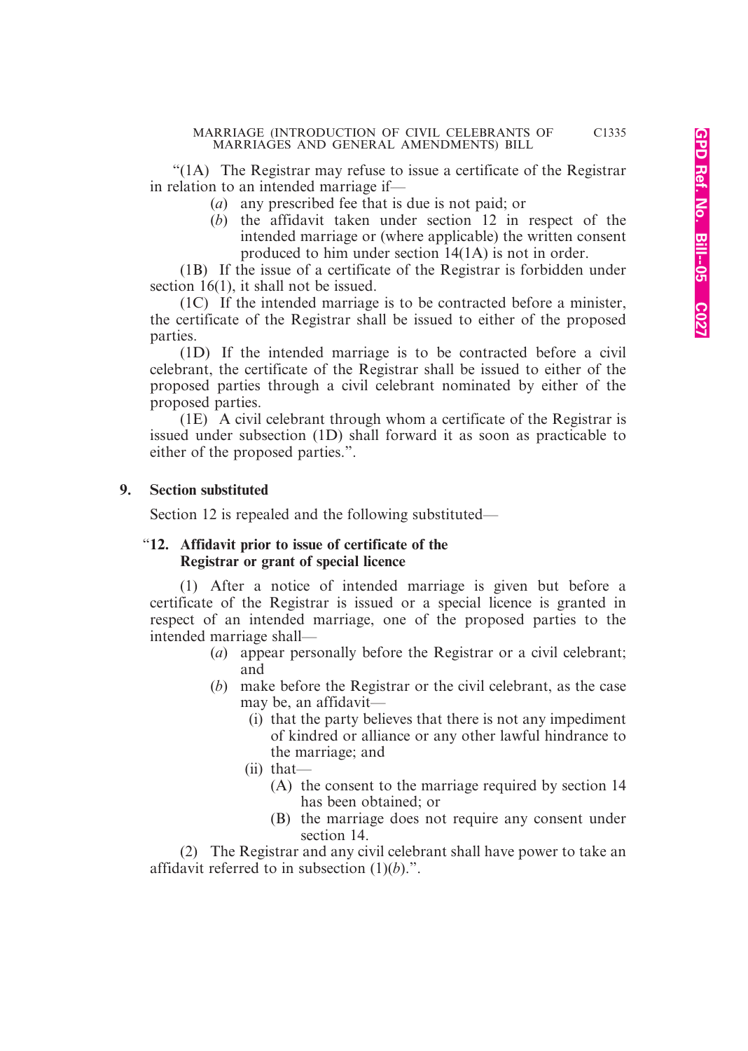"(1A) The Registrar may refuse to issue a certificate of the Registrar in relation to an intended marriage if—

(*a*) any prescribed fee that is due is not paid; or

(*b*) the affidavit taken under section 12 in respect of the intended marriage or (where applicable) the written consent produced to him under section 14(1A) is not in order.

(1B) If the issue of a certificate of the Registrar is forbidden under section 16(1), it shall not be issued.

(1C) If the intended marriage is to be contracted before a minister, the certificate of the Registrar shall be issued to either of the proposed parties.

(1D) If the intended marriage is to be contracted before a civil celebrant, the certificate of the Registrar shall be issued to either of the proposed parties through a civil celebrant nominated by either of the proposed parties.

(1E) A civil celebrant through whom a certificate of the Registrar is issued under subsection (1D) shall forward it as soon as practicable to either of the proposed parties.".

## 9. Section substituted

Section 12 is repealed and the following substituted—

### "12. Affidavit prior to issue of certificate of the Registrar or grant of special licence

(1) After a notice of intended marriage is given but before a certificate of the Registrar is issued or a special licence is granted in respect of an intended marriage, one of the proposed parties to the intended marriage shall—

(*a*) appear personally before the Registrar or a civil celebrant; and

(*b*) make before the Registrar or the civil celebrant, as the case may be, an affidavit—

(i) that the party believes that there is not any impediment of kindred or alliance or any other lawful hindrance to the marriage; and

(ii) that—

(A) the consent to the marriage required by section 14 has been obtained; or

(B) the marriage does not require any consent under section 14.

(2) The Registrar and any civil celebrant shall have power to take an affidavit referred to in subsection (1)(*b*).".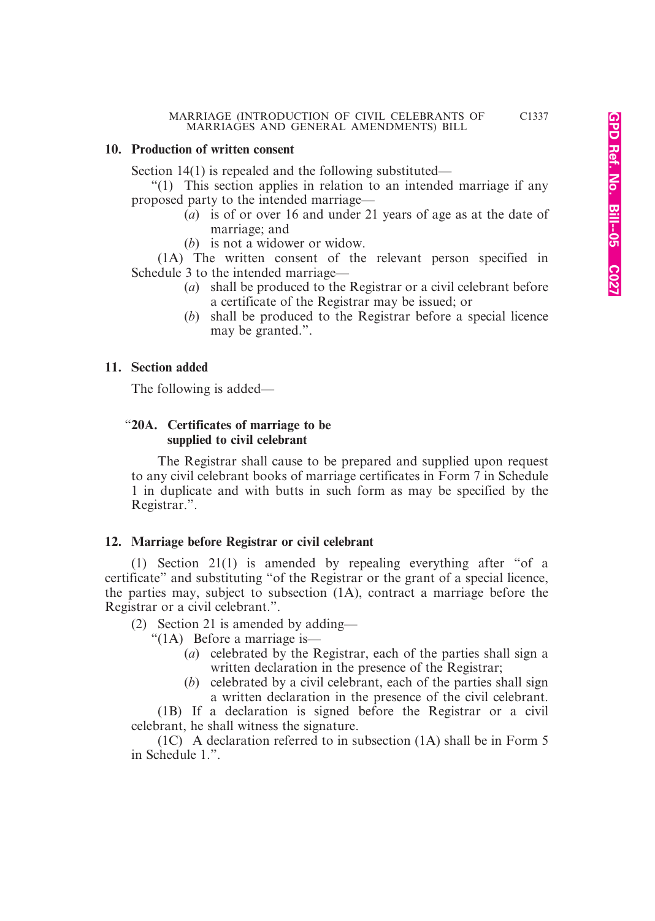**10. Production of written consent**

Section 14(1) is repealed and the following substituted—

"(1) This section applies in relation to an intended marriage if any proposed party to the intended marriage—

(*a*) is of or over 16 and under 21 years of age as at the date of marriage; and

(*b*) is not a widower or widow.

(1A) The written consent of the relevant person specified in Schedule 3 to the intended marriage—

(*a*) shall be produced to the Registrar or a civil celebrant before a certificate of the Registrar may be issued; or

(*b*) shall be produced to the Registrar before a special licence may be granted.".

**11. Section added**

The following is added—

"**20A. Certificates of marriage to be supplied to civil celebrant**

The Registrar shall cause to be prepared and supplied upon request to any civil celebrant books of marriage certificates in Form 7 in Schedule 1 in duplicate and with butts in such form as may be specified by the Registrar.".

**12. Marriage before Registrar or civil celebrant**

(1) Section 21(1) is amended by repealing everything after "of a certificate" and substituting "of the Registrar or the grant of a special licence, the parties may, subject to subsection (1A), contract a marriage before the Registrar or a civil celebrant.".

(2) Section 21 is amended by adding—

"(1A) Before a marriage is—

(*a*) celebrated by the Registrar, each of the parties shall sign a written declaration in the presence of the Registrar;

(*b*) celebrated by a civil celebrant, each of the parties shall sign a written declaration in the presence of the civil celebrant.

(1B) If a declaration is signed before the Registrar or a civil celebrant, he shall witness the signature.

(1C) A declaration referred to in subsection (1A) shall be in Form 5 in Schedule 1.".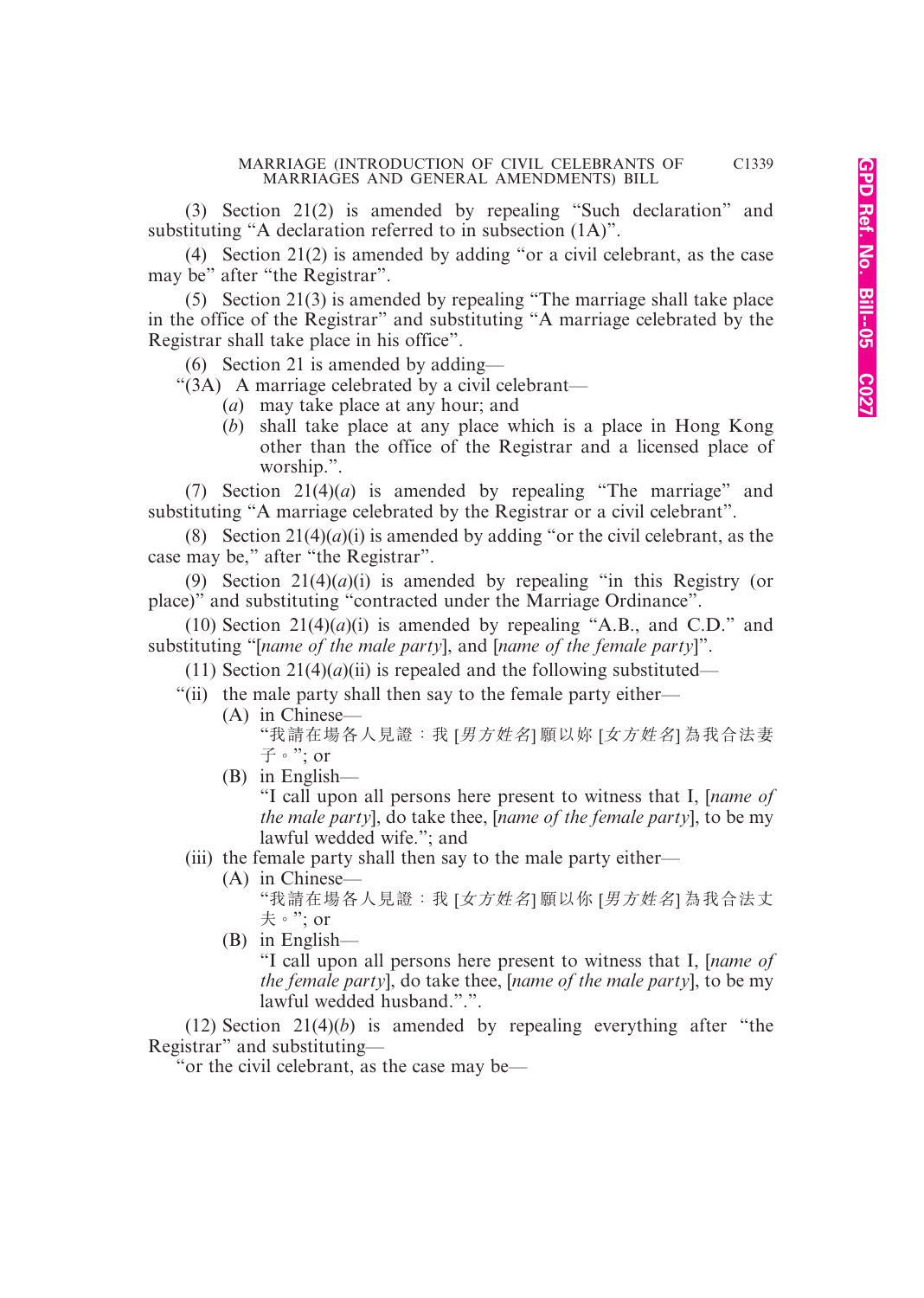(3) Section 21(2) is amended by repealing "Such declaration" and substituting "A declaration referred to in subsection (1A)".

(4) Section 21(2) is amended by adding "or a civil celebrant, as the case may be" after "the Registrar".

(5) Section 21(3) is amended by repealing "The marriage shall take place in the office of the Registrar" and substituting "A marriage celebrated by the Registrar shall take place in his office".

(6) Section 21 is amended by adding—

"(3A) A marriage celebrated by a civil celebrant—

(*a*) may take place at any hour; and

(*b*) shall take place at any place which is a place in Hong Kong other than the office of the Registrar and a licensed place of worship.".

(7) Section 21(4)(*a*) is amended by repealing "The marriage" and substituting "A marriage celebrated by the Registrar or a civil celebrant".

(8) Section 21(4)(*a*)(i) is amended by adding "or the civil celebrant, as the case may be," after "the Registrar".

(9) Section 21(4)(*a*)(i) is amended by repealing "in this Registry (or place)" and substituting "contracted under the Marriage Ordinance".

(10) Section 21(4)(*a*)(i) is amended by repealing "A.B., and C.D." and substituting "[*name of the male party*], and [*name of the female party*]".

(11) Section 21(4)(*a*)(ii) is repealed and the following substituted—

"(ii) the male party shall then say to the female party either—

(A) in Chinese—

"我請在場各人見證：我 [*男方姓名*] 願以妳 [*女方姓名*] 為我合法妻子。"; or

(B) in English—

"I call upon all persons here present to witness that I, [*name of the male party*], do take thee, [*name of the female party*], to be my lawful wedded wife."; and

(iii) the female party shall then say to the male party either—

(A) in Chinese—

"我請在場各人見證：我 [*女方姓名*] 願以你 [*男方姓名*] 為我合法丈夫。"; or

(B) in English—

"I call upon all persons here present to witness that I, [*name of the female party*], do take thee, [*name of the male party*], to be my lawful wedded husband.".".

(12) Section 21(4)(*b*) is amended by repealing everything after "the Registrar" and substituting—

"or the civil celebrant, as the case may be—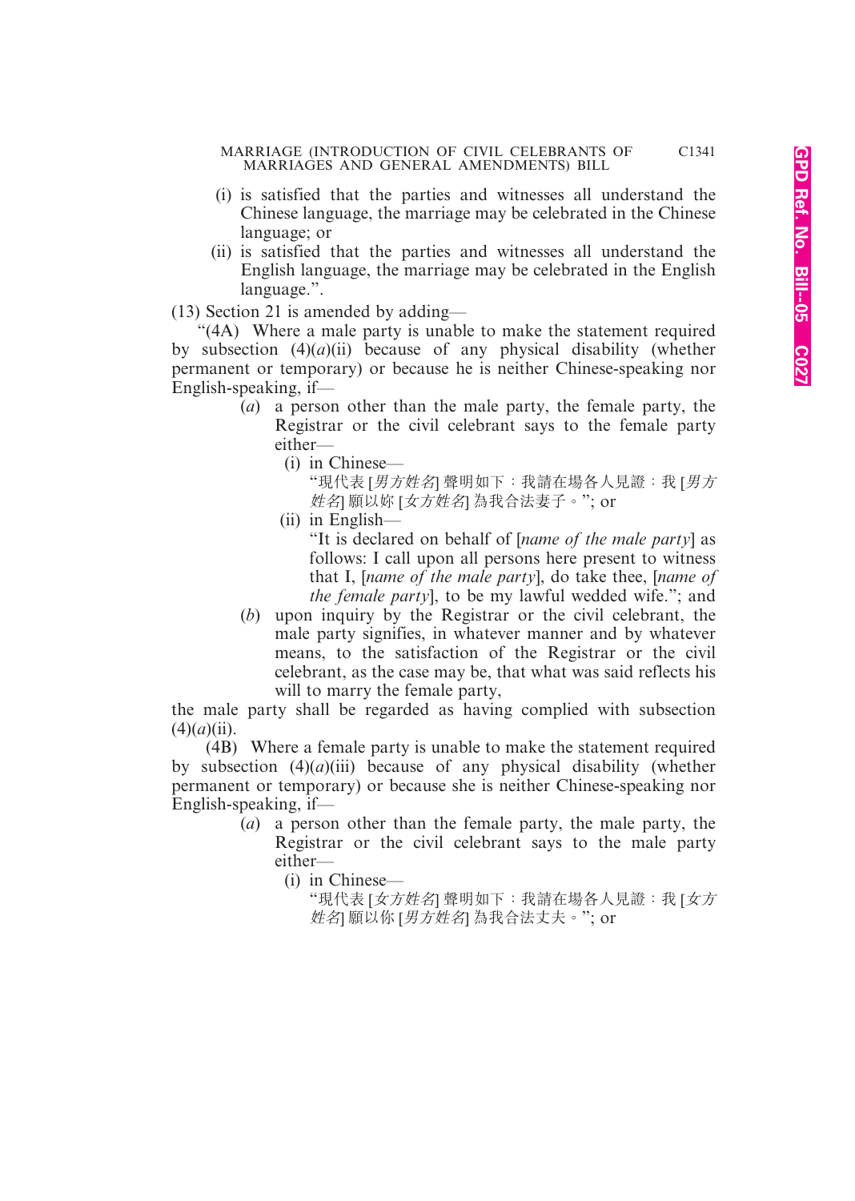(i) is satisfied that the parties and witnesses all understand the Chinese language, the marriage may be celebrated in the Chinese language; or

(ii) is satisfied that the parties and witnesses all understand the English language, the marriage may be celebrated in the English language.".

(13) Section 21 is amended by adding—

"(4A) Where a male party is unable to make the statement required by subsection (4)(*a*)(ii) because of any physical disability (whether permanent or temporary) or because he is neither Chinese-speaking nor English-speaking, if—

(*a*) a person other than the male party, the female party, the Registrar or the civil celebrant says to the female party either—

(i) in Chinese—

"現代表 [*男方姓名*] 聲明如下：我請在場各人見證：我 [*男方姓名*] 願以妳 [*女方姓名*] 為我合法妻子。"; or

(ii) in English—

"It is declared on behalf of [*name of the male party*] as follows: I call upon all persons here present to witness that I, [*name of the male party*], do take thee, [*name of the female party*], to be my lawful wedded wife."; and

(*b*) upon inquiry by the Registrar or the civil celebrant, the male party signifies, in whatever manner and by whatever means, to the satisfaction of the Registrar or the civil celebrant, as the case may be, that what was said reflects his will to marry the female party,

the male party shall be regarded as having complied with subsection (4)(*a*)(ii).

(4B) Where a female party is unable to make the statement required by subsection (4)(*a*)(iii) because of any physical disability (whether permanent or temporary) or because she is neither Chinese-speaking nor English-speaking, if—

(*a*) a person other than the female party, the male party, the Registrar or the civil celebrant says to the male party either—

(i) in Chinese—

"現代表 [*女方姓名*] 聲明如下：我請在場各人見證：我 [*女方姓名*] 願以你 [*男方姓名*] 為我合法丈夫。"; or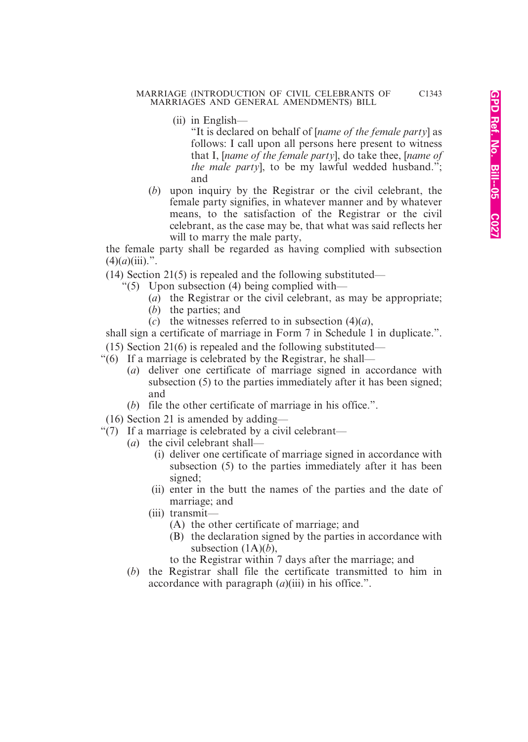(ii) in English—

"It is declared on behalf of [*name of the female party*] as follows: I call upon all persons here present to witness that I, [*name of the female party*], do take thee, [*name of the male party*], to be my lawful wedded husband."; and

(*b*) upon inquiry by the Registrar or the civil celebrant, the female party signifies, in whatever manner and by whatever means, to the satisfaction of the Registrar or the civil celebrant, as the case may be, that what was said reflects her will to marry the male party,

the female party shall be regarded as having complied with subsection (4)(*a*)(iii).".

(14) Section 21(5) is repealed and the following substituted—

"(5) Upon subsection (4) being complied with—

(*a*) the Registrar or the civil celebrant, as may be appropriate;

(*b*) the parties; and

(*c*) the witnesses referred to in subsection (4)(*a*),

shall sign a certificate of marriage in Form 7 in Schedule 1 in duplicate.".

(15) Section 21(6) is repealed and the following substituted—

"(6) If a marriage is celebrated by the Registrar, he shall—

(*a*) deliver one certificate of marriage signed in accordance with subsection (5) to the parties immediately after it has been signed; and

(*b*) file the other certificate of marriage in his office.".

(16) Section 21 is amended by adding—

"(7) If a marriage is celebrated by a civil celebrant—

(*a*) the civil celebrant shall—

(i) deliver one certificate of marriage signed in accordance with subsection (5) to the parties immediately after it has been signed;

(ii) enter in the butt the names of the parties and the date of marriage; and

(iii) transmit—

(A) the other certificate of marriage; and

(B) the declaration signed by the parties in accordance with subsection (1A)(*b*),

to the Registrar within 7 days after the marriage; and

(*b*) the Registrar shall file the certificate transmitted to him in accordance with paragraph (*a*)(iii) in his office.".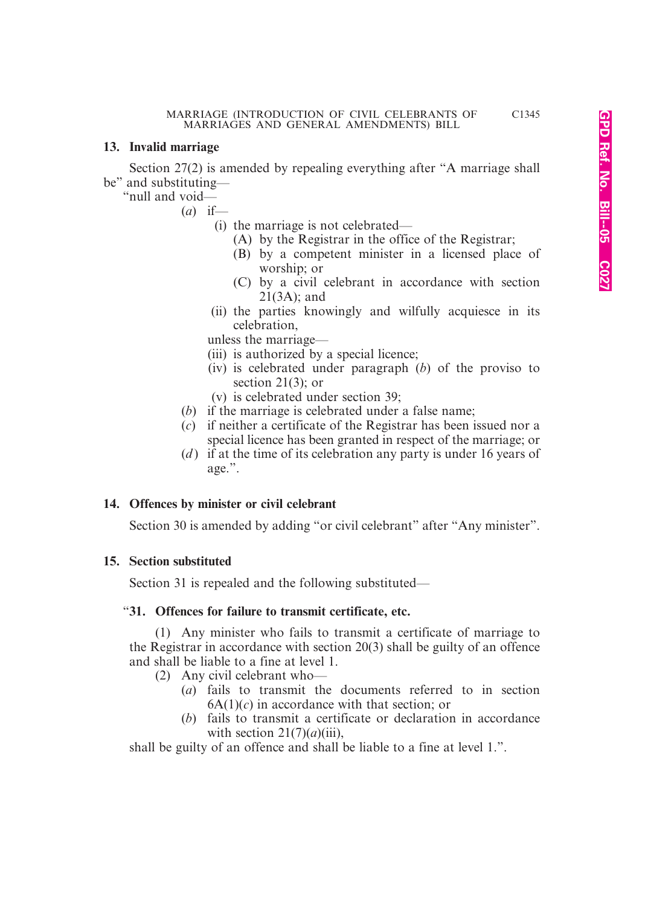### 13. Invalid marriage

Section 27(2) is amended by repealing everything after "A marriage shall be" and substituting—

"null and void—

(*a*) if—

(i) the marriage is not celebrated—

(A) by the Registrar in the office of the Registrar;

(B) by a competent minister in a licensed place of worship; or

(C) by a civil celebrant in accordance with section 21(3A); and

(ii) the parties knowingly and wilfully acquiesce in its celebration,

unless the marriage—

(iii) is authorized by a special licence;

(iv) is celebrated under paragraph (*b*) of the proviso to section 21(3); or

(v) is celebrated under section 39;

(*b*) if the marriage is celebrated under a false name;

(*c*) if neither a certificate of the Registrar has been issued nor a special licence has been granted in respect of the marriage; or

(*d*) if at the time of its celebration any party is under 16 years of age.".

### 14. Offences by minister or civil celebrant

Section 30 is amended by adding "or civil celebrant" after "Any minister".

### 15. Section substituted

Section 31 is repealed and the following substituted—

"**31. Offences for failure to transmit certificate, etc.**

(1) Any minister who fails to transmit a certificate of marriage to the Registrar in accordance with section 20(3) shall be guilty of an offence and shall be liable to a fine at level 1.

(2) Any civil celebrant who—

(*a*) fails to transmit the documents referred to in section 6A(1)(*c*) in accordance with that section; or

(*b*) fails to transmit a certificate or declaration in accordance with section 21(7)(*a*)(iii),

shall be guilty of an offence and shall be liable to a fine at level 1.".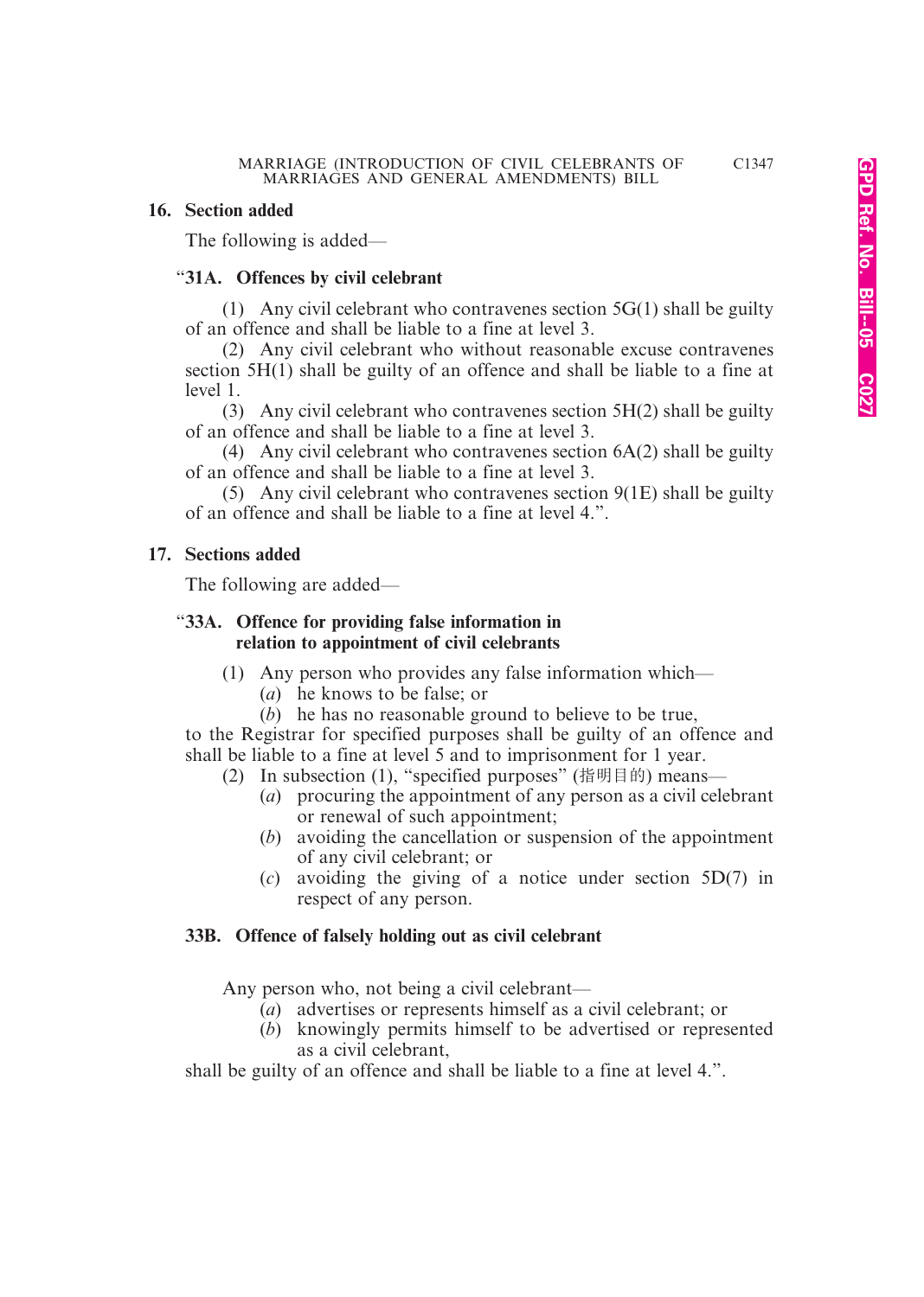## 16. Section added

The following is added—

### "31A. Offences by civil celebrant

(1) Any civil celebrant who contravenes section 5G(1) shall be guilty of an offence and shall be liable to a fine at level 3.

(2) Any civil celebrant who without reasonable excuse contravenes section 5H(1) shall be guilty of an offence and shall be liable to a fine at level 1.

(3) Any civil celebrant who contravenes section 5H(2) shall be guilty of an offence and shall be liable to a fine at level 3.

(4) Any civil celebrant who contravenes section 6A(2) shall be guilty of an offence and shall be liable to a fine at level 3.

(5) Any civil celebrant who contravenes section 9(1E) shall be guilty of an offence and shall be liable to a fine at level 4.".

## 17. Sections added

The following are added—

### "33A. Offence for providing false information in relation to appointment of civil celebrants

(1) Any person who provides any false information which—

(*a*) he knows to be false; or

(*b*) he has no reasonable ground to believe to be true,

to the Registrar for specified purposes shall be guilty of an offence and shall be liable to a fine at level 5 and to imprisonment for 1 year.

(2) In subsection (1), "specified purposes" (指明目的) means—

(*a*) procuring the appointment of any person as a civil celebrant or renewal of such appointment;

(*b*) avoiding the cancellation or suspension of the appointment of any civil celebrant; or

(*c*) avoiding the giving of a notice under section 5D(7) in respect of any person.

### 33B. Offence of falsely holding out as civil celebrant

Any person who, not being a civil celebrant—

(*a*) advertises or represents himself as a civil celebrant; or

(*b*) knowingly permits himself to be advertised or represented as a civil celebrant,

shall be guilty of an offence and shall be liable to a fine at level 4.".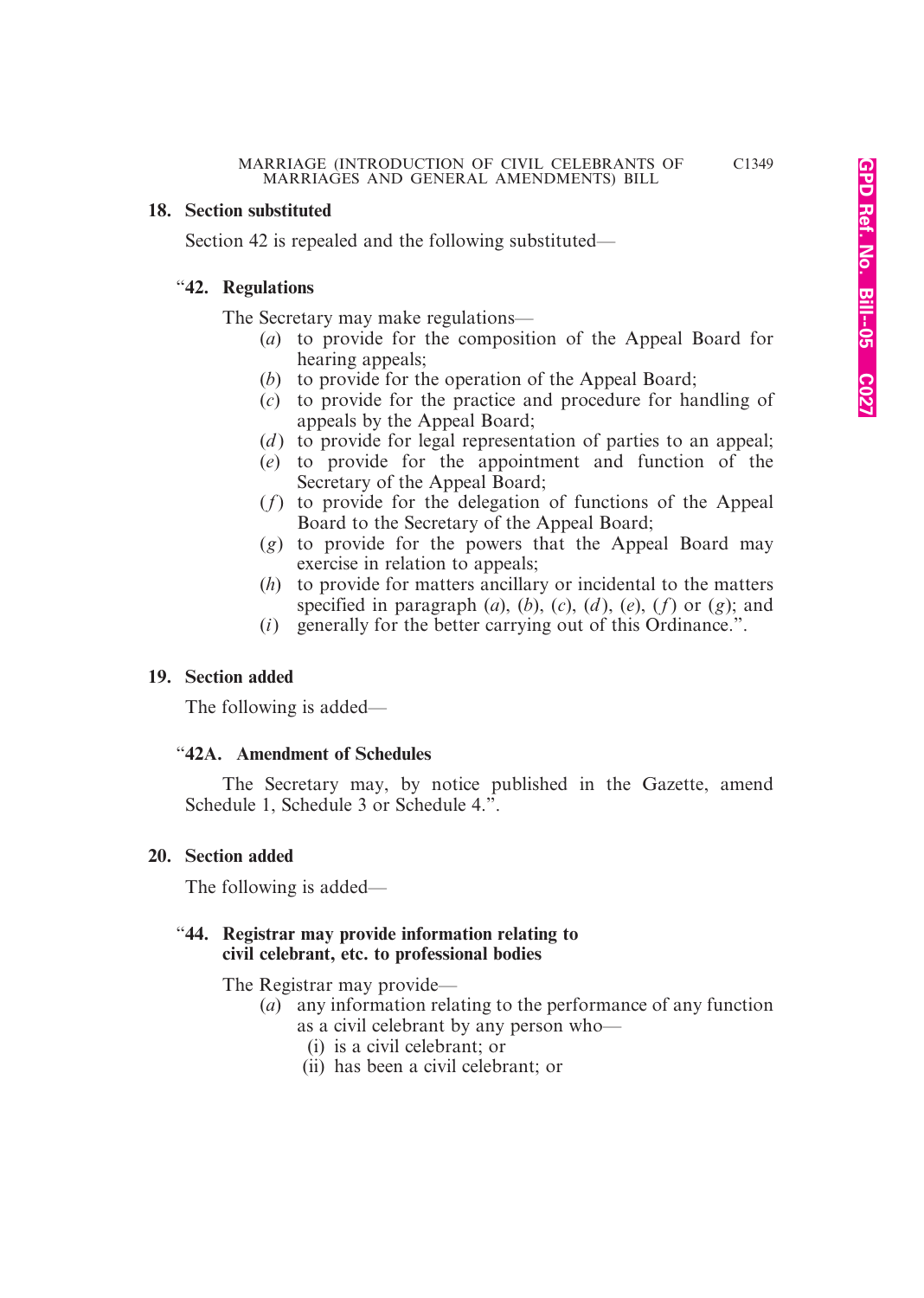**18. Section substituted**

Section 42 is repealed and the following substituted—

"**42. Regulations**

The Secretary may make regulations—

(*a*) to provide for the composition of the Appeal Board for hearing appeals;

(*b*) to provide for the operation of the Appeal Board;

(*c*) to provide for the practice and procedure for handling of appeals by the Appeal Board;

(*d*) to provide for legal representation of parties to an appeal;

(*e*) to provide for the appointment and function of the Secretary of the Appeal Board;

(*f*) to provide for the delegation of functions of the Appeal Board to the Secretary of the Appeal Board;

(*g*) to provide for the powers that the Appeal Board may exercise in relation to appeals;

(*h*) to provide for matters ancillary or incidental to the matters specified in paragraph (*a*), (*b*), (*c*), (*d*), (*e*), (*f*) or (*g*); and

(*i*) generally for the better carrying out of this Ordinance.".

**19. Section added**

The following is added—

"**42A. Amendment of Schedules**

The Secretary may, by notice published in the Gazette, amend Schedule 1, Schedule 3 or Schedule 4.".

**20. Section added**

The following is added—

"**44. Registrar may provide information relating to civil celebrant, etc. to professional bodies**

The Registrar may provide—

(*a*) any information relating to the performance of any function as a civil celebrant by any person who—

(i) is a civil celebrant; or

(ii) has been a civil celebrant; or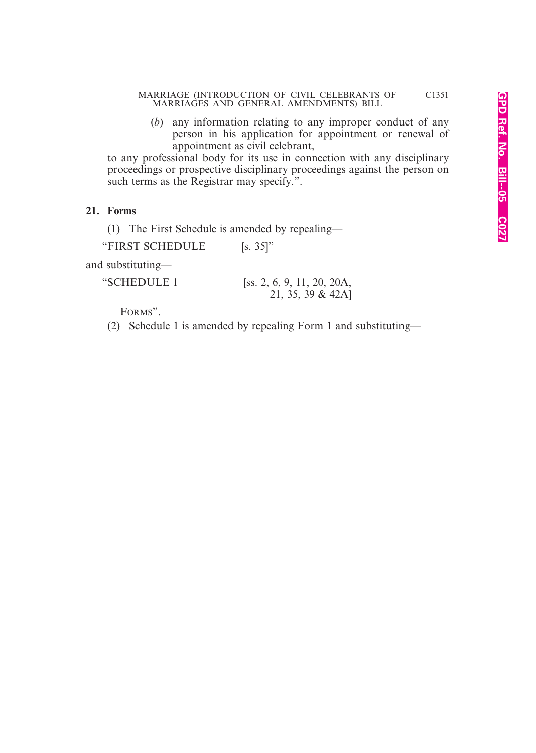(*b*) any information relating to any improper conduct of any person in his application for appointment or renewal of appointment as civil celebrant,

to any professional body for its use in connection with any disciplinary proceedings or prospective disciplinary proceedings against the person on such terms as the Registrar may specify.".

## 21. Forms

(1) The First Schedule is amended by repealing—

"FIRST SCHEDULE [s. 35]"

and substituting—

"SCHEDULE 1 [ss. 2, 6, 9, 11, 20, 20A, 21, 35, 39 & 42A]

FORMS".

(2) Schedule 1 is amended by repealing Form 1 and substituting—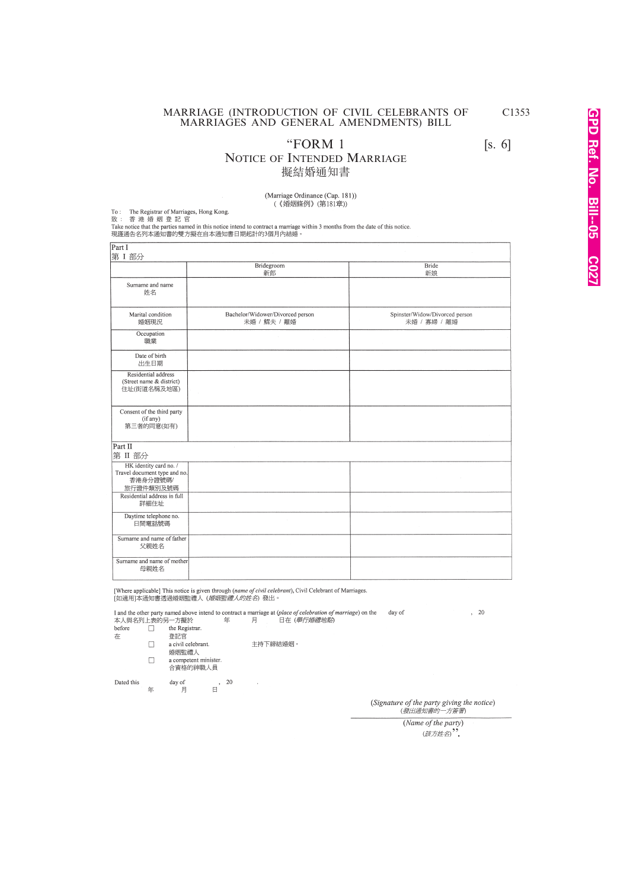“FORM 1 [s. 6]

## NOTICE OF INTENDED MARRIAGE
## 擬結婚通知書

(Marriage Ordinance (Cap. 181))
(《婚姻條例》(第181章))

To : The Registrar of Marriages, Hong Kong.
致 : 香 港 婚 姻 登 記 官

Take notice that the parties named in this notice intend to contract a marriage within 3 months from the date of this notice.
現謹通告名列本通知書的雙方擬在自本通知書日期起計的3個月內結婚。

| Part I 第 I 部分 | | |
|---|---|---|
| | Bridegroom 新郎 | Bride 新娘 |
| Surname and name 姓名 | | |
| Marital condition 婚姻現況 | Bachelor/Widower/Divorced person 未婚 / 鰥夫 / 離婚 | Spinster/Widow/Divorced person 未婚 / 寡婦 / 離婚 |
| Occupation 職業 | | |
| Date of birth 出生日期 | | |
| Residential address (Street name & district) 住址(街道名稱及地區) | | |
| Consent of the third party (if any) 第三者的同意(如有) | | |
| **Part II 第 II 部分** | | |
| HK identity card no. / Travel document type and no. 香港身分證號碼/ 旅行證件類別及號碼 | | |
| Residential address in full 詳細住址 | | |
| Daytime telephone no. 日間電話號碼 | | |
| Surname and name of father 父親姓名 | | |
| Surname and name of mother 母親姓名 | | |

[Where applicable] This notice is given through (*name of civil celebrant*), Civil Celebrant of Marriages.
[如適用]本通知書透過婚姻監禮人 (*婚姻監禮人的姓名*) 發出。

I and the other party named above intend to contract a marriage at (*place of celebration of marriage*) on the day of , 20
本人與名列上表的另一方擬於 年 月 日在 (*舉行婚禮地點*)

before 在
☐ the Registrar. 登記官
☐ a civil celebrant. 婚姻監禮人
☐ a competent minister. 合資格的神職人員

主持下締結婚姻。

Dated this day of , 20 .
年 月 日

(*Signature of the party giving the notice*)
(*發出通知書的一方簽署*)

(*Name of the party*)
(*該方姓名*)”.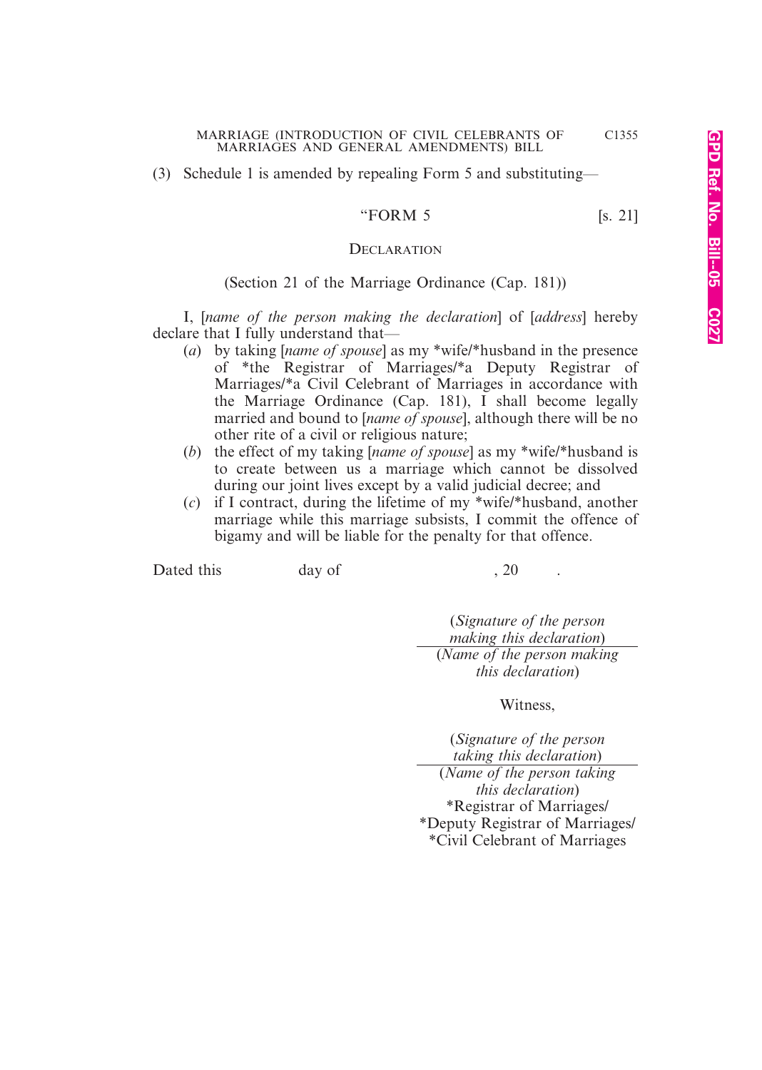(3) Schedule 1 is amended by repealing Form 5 and substituting—

"FORM 5 [s. 21]

DECLARATION

(Section 21 of the Marriage Ordinance (Cap. 181))

I, [*name of the person making the declaration*] of [*address*] hereby declare that I fully understand that—

(*a*) by taking [*name of spouse*] as my *wife/*husband in the presence of *the Registrar of Marriages/*a Deputy Registrar of Marriages/*a Civil Celebrant of Marriages in accordance with the Marriage Ordinance (Cap. 181), I shall become legally married and bound to [*name of spouse*], although there will be no other rite of a civil or religious nature;

(*b*) the effect of my taking [*name of spouse*] as my *wife/*husband is to create between us a marriage which cannot be dissolved during our joint lives except by a valid judicial decree; and

(*c*) if I contract, during the lifetime of my *wife/*husband, another marriage while this marriage subsists, I commit the offence of bigamy and will be liable for the penalty for that offence.

Dated this day of , 20 .

(*Signature of the person making this declaration*)

(*Name of the person making this declaration*)

Witness,

(*Signature of the person taking this declaration*)

(*Name of the person taking this declaration*)

*Registrar of Marriages/
*Deputy Registrar of Marriages/
*Civil Celebrant of Marriages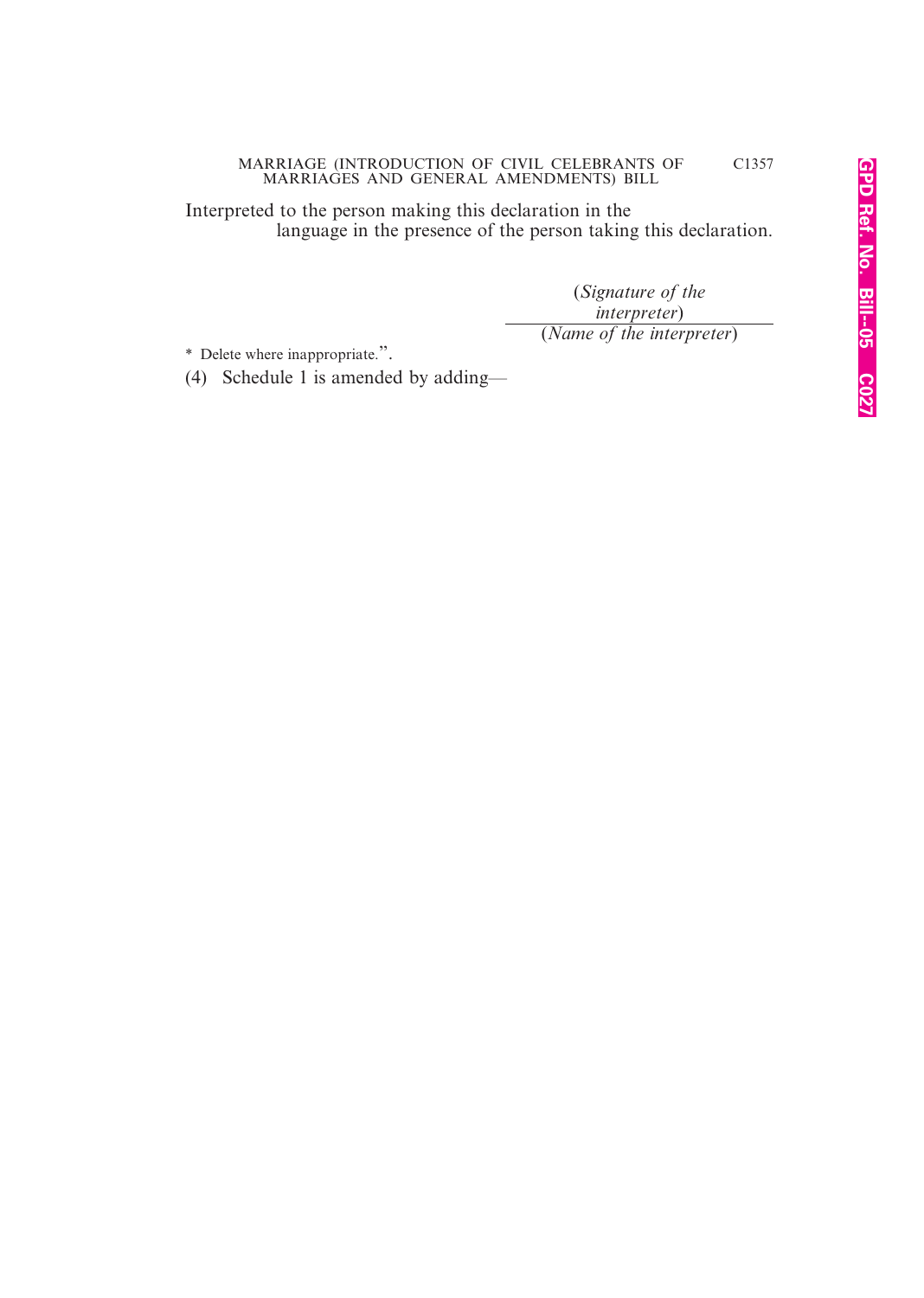Interpreted to the person making this declaration in the
language in the presence of the person taking this declaration.

(*Signature of the interpreter*)

(*Name of the interpreter*)

\* Delete where inappropriate.”.

(4) Schedule 1 is amended by adding—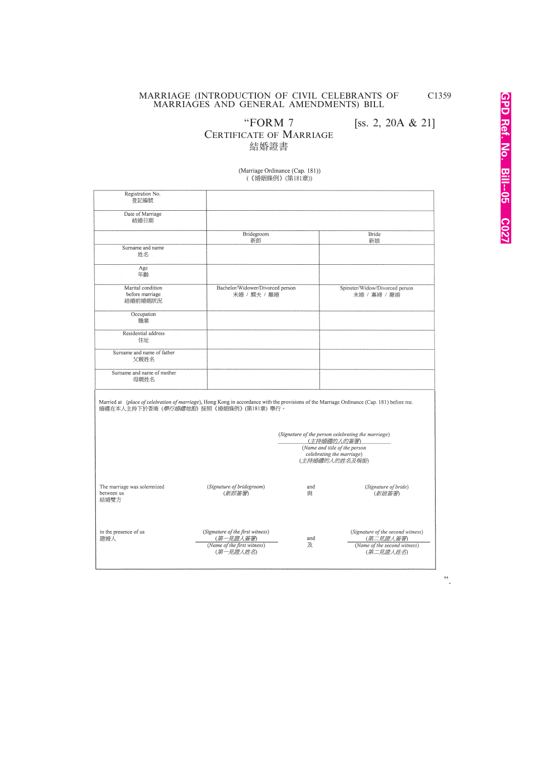“FORM 7 [ss. 2, 20A & 21]

CERTIFICATE OF MARRIAGE

結婚證書

(Marriage Ordinance (Cap. 181))
(《婚姻條例》(第181章))

| | | |
|---|---|---|
| Registration No.<br>登記編號 | | |
| Date of Marriage<br>結婚日期 | | |
| | Bridegroom<br>新郎 | Bride<br>新娘 |
| Surname and name<br>姓名 | | |
| Age<br>年齡 | | |
| Marital condition before marriage<br>結婚前婚姻狀況 | Bachelor/Widower/Divorced person<br>未婚 / 鰥夫 / 離婚 | Spinster/Widow/Divorced person<br>未婚 / 寡婦 / 離婚 |
| Occupation<br>職業 | | |
| Residential address<br>住址 | | |
| Surname and name of father<br>父親姓名 | | |
| Surname and name of mother<br>母親姓名 | | |

Married at (*place of celebration of marriage*), Hong Kong in accordance with the provisions of the Marriage Ordinance (Cap. 181) before me.
婚禮在本人主持下於香港 (*舉行婚禮地點*) 按照《婚姻條例》(第181章) 舉行。

(*Signature of the person celebrating the marriage*)
(*主持婚禮的人的簽署*)
(*Name and title of the person celebrating the marriage*)
(*主持婚禮的人的姓名及稱銜*)

The marriage was solemnized between us
結婚雙方

(*Signature of bridegroom*)
(*新郎簽署*)
and
與
(*Signature of bride*)
(*新娘簽署*)

in the presence of us
證婚人

(*Signature of the first witness*)
(*第一見證人簽署*)
(*Name of the first witness*)
(*第一見證人姓名*)
and
及
(*Signature of the second witness*)
(*第二見證人簽署*)
(*Name of the second witness*)
(*第二見證人姓名*)

”.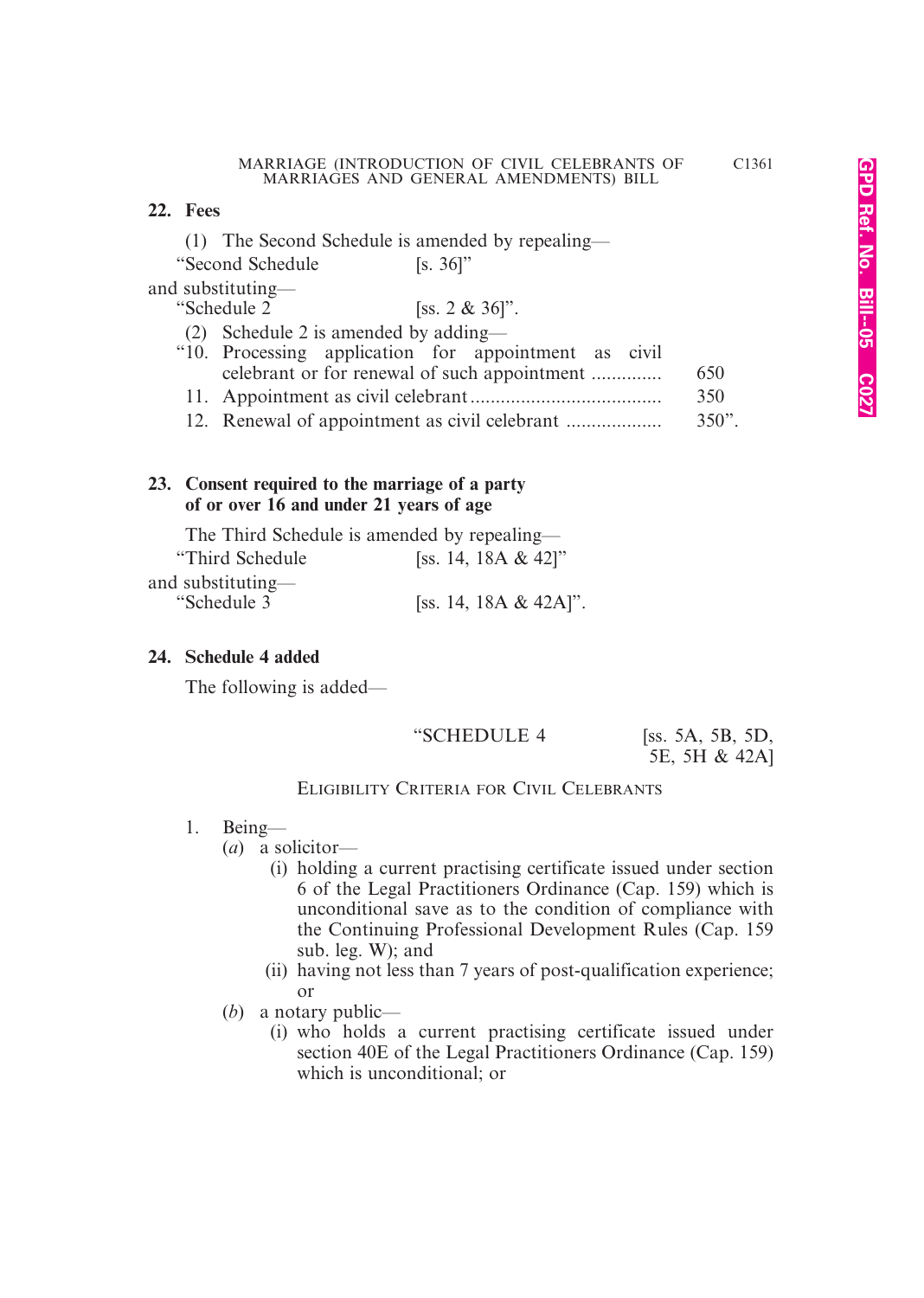**22. Fees**

(1) The Second Schedule is amended by repealing—

"Second Schedule [s. 36]"

and substituting—

"Schedule 2 [ss. 2 & 36]".

(2) Schedule 2 is amended by adding—

| | | |
|---|---|---|
| "10. | Processing application for appointment as civil celebrant or for renewal of such appointment .............. | 650 |
| 11. | Appointment as civil celebrant ...................................... | 350 |
| 12. | Renewal of appointment as civil celebrant ................... | 350". |

**23. Consent required to the marriage of a party of or over 16 and under 21 years of age**

The Third Schedule is amended by repealing—

"Third Schedule [ss. 14, 18A & 42]"

and substituting—

"Schedule 3 [ss. 14, 18A & 42A]".

**24. Schedule 4 added**

The following is added—

"SCHEDULE 4 [ss. 5A, 5B, 5D, 5E, 5H & 42A]

ELIGIBILITY CRITERIA FOR CIVIL CELEBRANTS

1. Being—
   (*a*) a solicitor—
      (i) holding a current practising certificate issued under section 6 of the Legal Practitioners Ordinance (Cap. 159) which is unconditional save as to the condition of compliance with the Continuing Professional Development Rules (Cap. 159 sub. leg. W); and
      (ii) having not less than 7 years of post-qualification experience; or
   (*b*) a notary public—
      (i) who holds a current practising certificate issued under section 40E of the Legal Practitioners Ordinance (Cap. 159) which is unconditional; or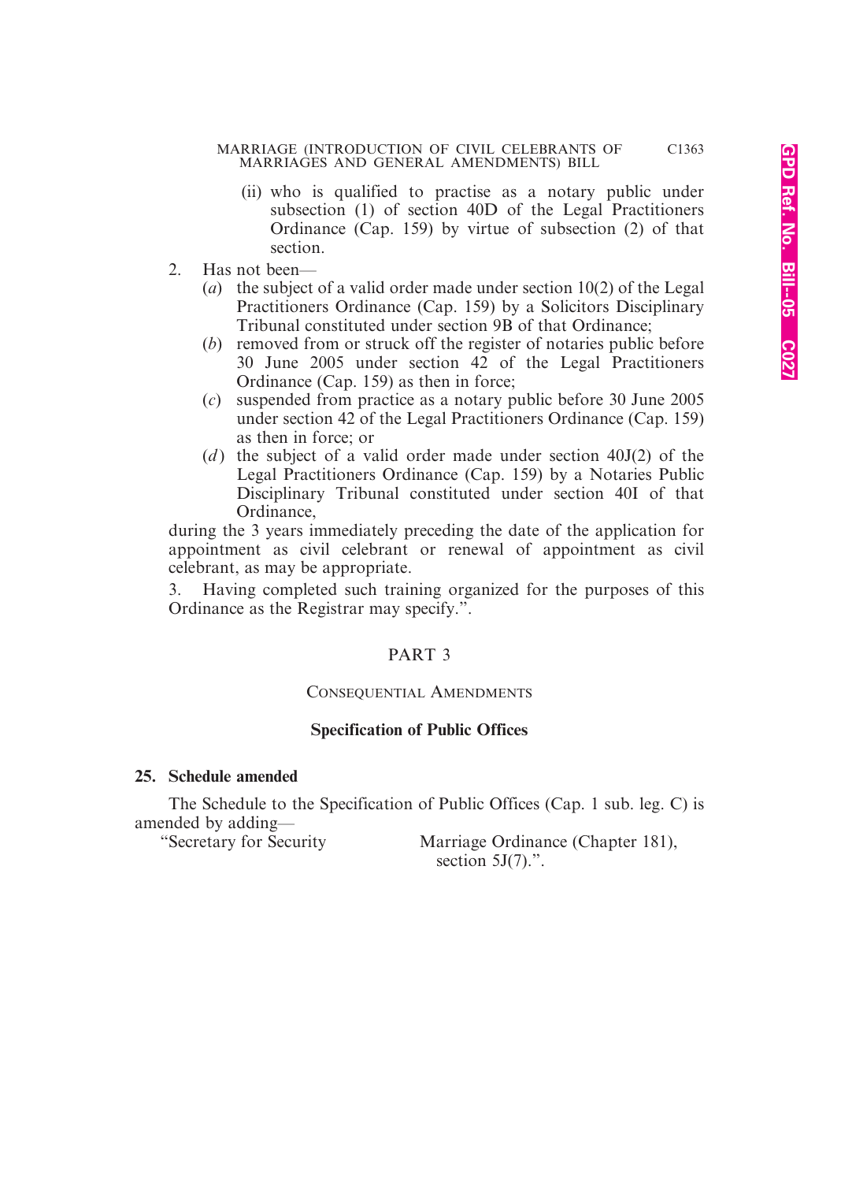(ii) who is qualified to practise as a notary public under subsection (1) of section 40D of the Legal Practitioners Ordinance (Cap. 159) by virtue of subsection (2) of that section.

2. Has not been—

(*a*) the subject of a valid order made under section 10(2) of the Legal Practitioners Ordinance (Cap. 159) by a Solicitors Disciplinary Tribunal constituted under section 9B of that Ordinance;

(*b*) removed from or struck off the register of notaries public before 30 June 2005 under section 42 of the Legal Practitioners Ordinance (Cap. 159) as then in force;

(*c*) suspended from practice as a notary public before 30 June 2005 under section 42 of the Legal Practitioners Ordinance (Cap. 159) as then in force; or

(*d*) the subject of a valid order made under section 40J(2) of the Legal Practitioners Ordinance (Cap. 159) by a Notaries Public Disciplinary Tribunal constituted under section 40I of that Ordinance,

during the 3 years immediately preceding the date of the application for appointment as civil celebrant or renewal of appointment as civil celebrant, as may be appropriate.

3. Having completed such training organized for the purposes of this Ordinance as the Registrar may specify.".

## PART 3

### Consequential Amendments

### Specification of Public Offices

**25. Schedule amended**

The Schedule to the Specification of Public Offices (Cap. 1 sub. leg. C) is amended by adding—

| | |
|---|---|
| "Secretary for Security | Marriage Ordinance (Chapter 181), section 5J(7).". |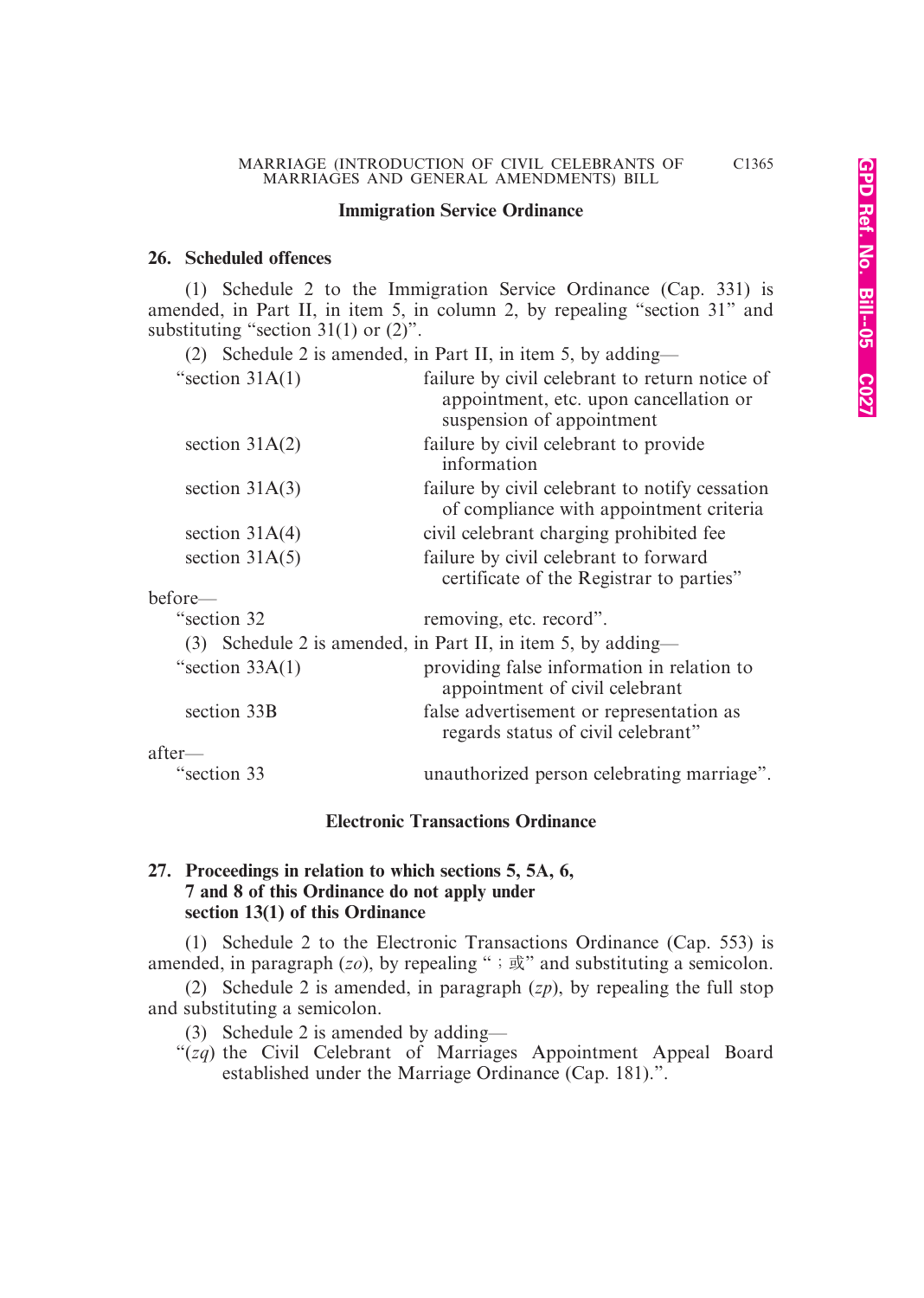### Immigration Service Ordinance

**26. Scheduled offences**

(1) Schedule 2 to the Immigration Service Ordinance (Cap. 331) is amended, in Part II, in item 5, in column 2, by repealing "section 31" and substituting "section 31(1) or (2)".

(2) Schedule 2 is amended, in Part II, in item 5, by adding—

| | |
|---|---|
| "section 31A(1) | failure by civil celebrant to return notice of appointment, etc. upon cancellation or suspension of appointment |
| section 31A(2) | failure by civil celebrant to provide information |
| section 31A(3) | failure by civil celebrant to notify cessation of compliance with appointment criteria |
| section 31A(4) | civil celebrant charging prohibited fee |
| section 31A(5) | failure by civil celebrant to forward certificate of the Registrar to parties" |

before—

| | |
|---|---|
| "section 32 | removing, etc. record". |

(3) Schedule 2 is amended, in Part II, in item 5, by adding—

| | |
|---|---|
| "section 33A(1) | providing false information in relation to appointment of civil celebrant |
| section 33B | false advertisement or representation as regards status of civil celebrant" |

after—

| | |
|---|---|
| "section 33 | unauthorized person celebrating marriage". |

### Electronic Transactions Ordinance

**27. Proceedings in relation to which sections 5, 5A, 6, 7 and 8 of this Ordinance do not apply under section 13(1) of this Ordinance**

(1) Schedule 2 to the Electronic Transactions Ordinance (Cap. 553) is amended, in paragraph (*zo*), by repealing "；或" and substituting a semicolon.

(2) Schedule 2 is amended, in paragraph (*zp*), by repealing the full stop and substituting a semicolon.

(3) Schedule 2 is amended by adding—

"(*zq*) the Civil Celebrant of Marriages Appointment Appeal Board established under the Marriage Ordinance (Cap. 181).".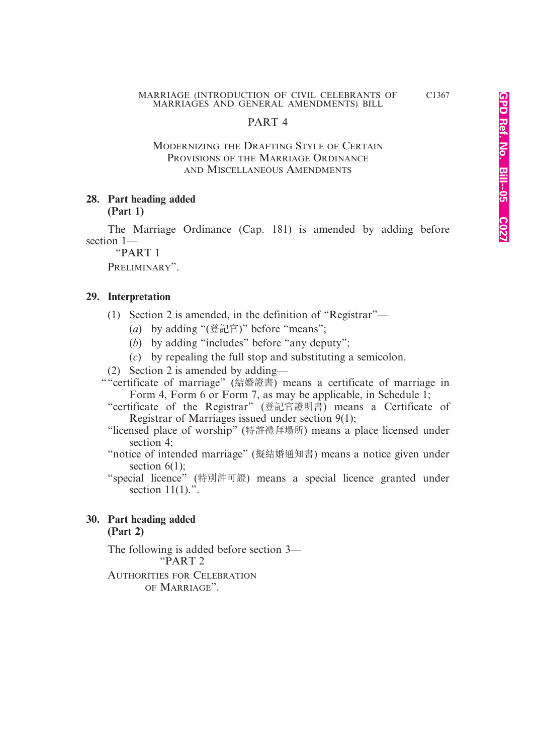## PART 4

### Modernizing the Drafting Style of Certain Provisions of the Marriage Ordinance and Miscellaneous Amendments

**28. Part heading added (Part 1)**

The Marriage Ordinance (Cap. 181) is amended by adding before section 1—

"PART 1

PRELIMINARY".

**29. Interpretation**

(1) Section 2 is amended, in the definition of "Registrar"—

(*a*) by adding "(登記官)" before "means";

(*b*) by adding "includes" before "any deputy";

(*c*) by repealing the full stop and substituting a semicolon.

(2) Section 2 is amended by adding—

""certificate of marriage" (結婚證書) means a certificate of marriage in Form 4, Form 6 or Form 7, as may be applicable, in Schedule 1;

"certificate of the Registrar" (登記官證明書) means a Certificate of Registrar of Marriages issued under section 9(1);

"licensed place of worship" (特許禮拜場所) means a place licensed under section 4;

"notice of intended marriage" (擬結婚通知書) means a notice given under section 6(1);

"special licence" (特別許可證) means a special licence granted under section 11(1).".

**30. Part heading added (Part 2)**

The following is added before section 3—

"PART 2

AUTHORITIES FOR CELEBRATION OF MARRIAGE".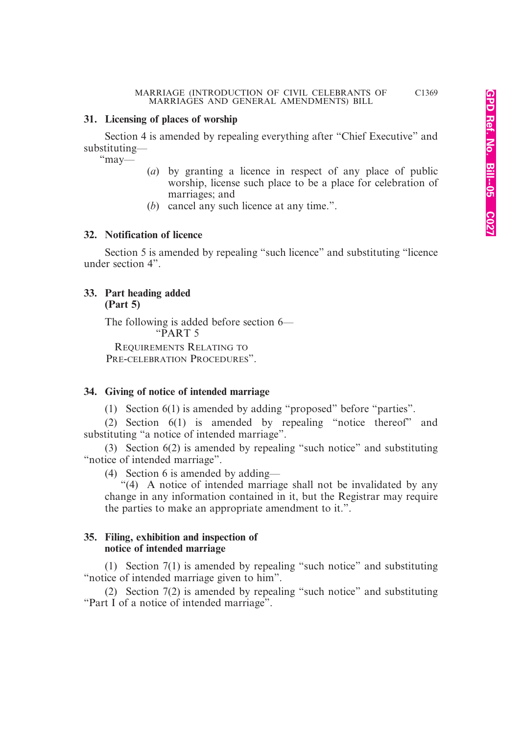**31. Licensing of places of worship**

Section 4 is amended by repealing everything after "Chief Executive" and substituting—

"may—

(*a*) by granting a licence in respect of any place of public worship, license such place to be a place for celebration of marriages; and

(*b*) cancel any such licence at any time.".

**32. Notification of licence**

Section 5 is amended by repealing "such licence" and substituting "licence under section 4".

**33. Part heading added (Part 5)**

The following is added before section 6—

"PART 5

REQUIREMENTS RELATING TO PRE-CELEBRATION PROCEDURES".

**34. Giving of notice of intended marriage**

(1) Section 6(1) is amended by adding "proposed" before "parties".

(2) Section 6(1) is amended by repealing "notice thereof" and substituting "a notice of intended marriage".

(3) Section 6(2) is amended by repealing "such notice" and substituting "notice of intended marriage".

(4) Section 6 is amended by adding—

"(4) A notice of intended marriage shall not be invalidated by any change in any information contained in it, but the Registrar may require the parties to make an appropriate amendment to it.".

**35. Filing, exhibition and inspection of notice of intended marriage**

(1) Section 7(1) is amended by repealing "such notice" and substituting "notice of intended marriage given to him".

(2) Section 7(2) is amended by repealing "such notice" and substituting "Part I of a notice of intended marriage".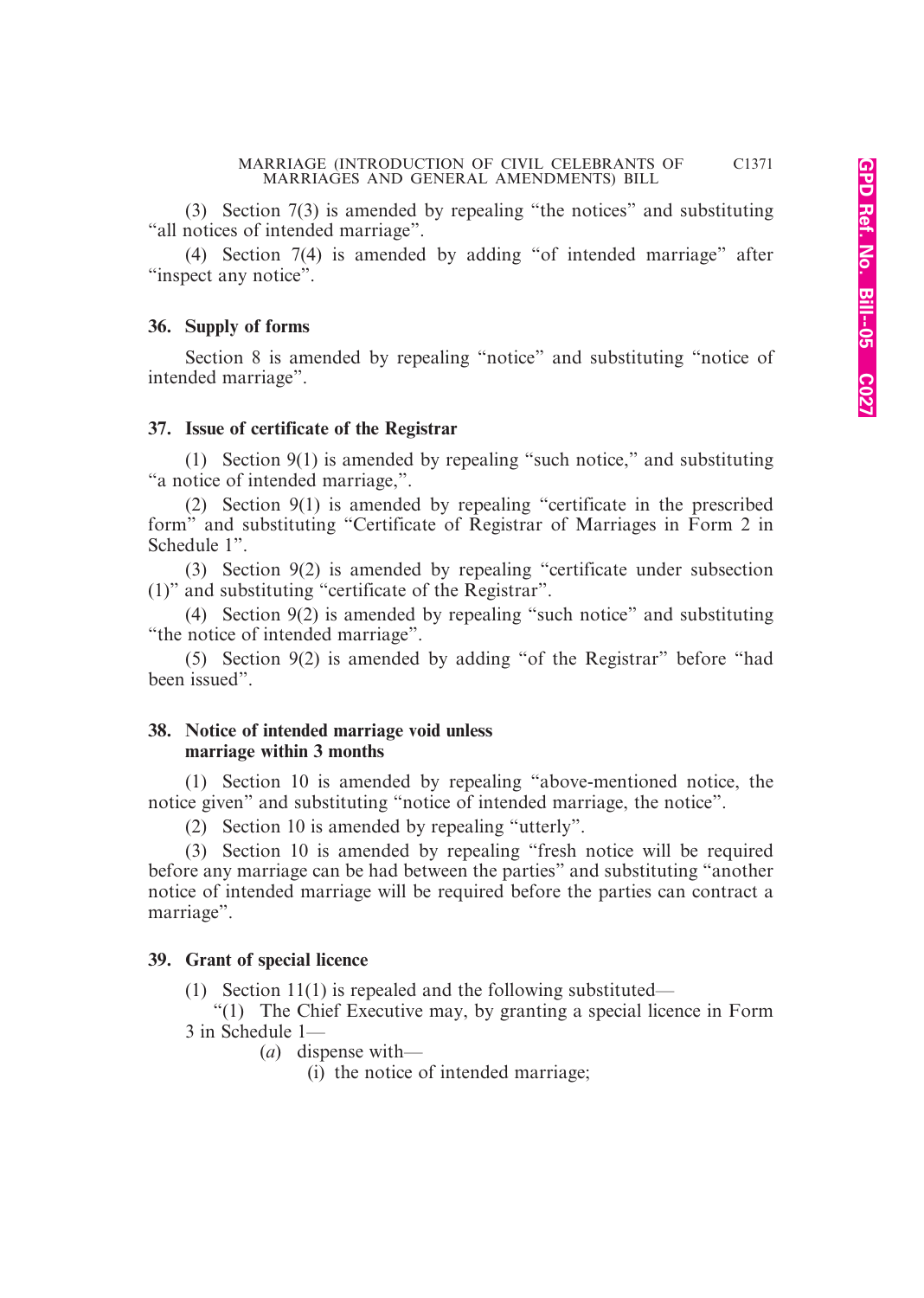(3) Section 7(3) is amended by repealing "the notices" and substituting "all notices of intended marriage".

(4) Section 7(4) is amended by adding "of intended marriage" after "inspect any notice".

### 36. Supply of forms

Section 8 is amended by repealing "notice" and substituting "notice of intended marriage".

### 37. Issue of certificate of the Registrar

(1) Section 9(1) is amended by repealing "such notice," and substituting "a notice of intended marriage,".

(2) Section 9(1) is amended by repealing "certificate in the prescribed form" and substituting "Certificate of Registrar of Marriages in Form 2 in Schedule 1".

(3) Section 9(2) is amended by repealing "certificate under subsection (1)" and substituting "certificate of the Registrar".

(4) Section 9(2) is amended by repealing "such notice" and substituting "the notice of intended marriage".

(5) Section 9(2) is amended by adding "of the Registrar" before "had been issued".

### 38. Notice of intended marriage void unless marriage within 3 months

(1) Section 10 is amended by repealing "above-mentioned notice, the notice given" and substituting "notice of intended marriage, the notice".

(2) Section 10 is amended by repealing "utterly".

(3) Section 10 is amended by repealing "fresh notice will be required before any marriage can be had between the parties" and substituting "another notice of intended marriage will be required before the parties can contract a marriage".

### 39. Grant of special licence

(1) Section 11(1) is repealed and the following substituted—

"(1) The Chief Executive may, by granting a special licence in Form 3 in Schedule 1—

(*a*) dispense with—

(i) the notice of intended marriage;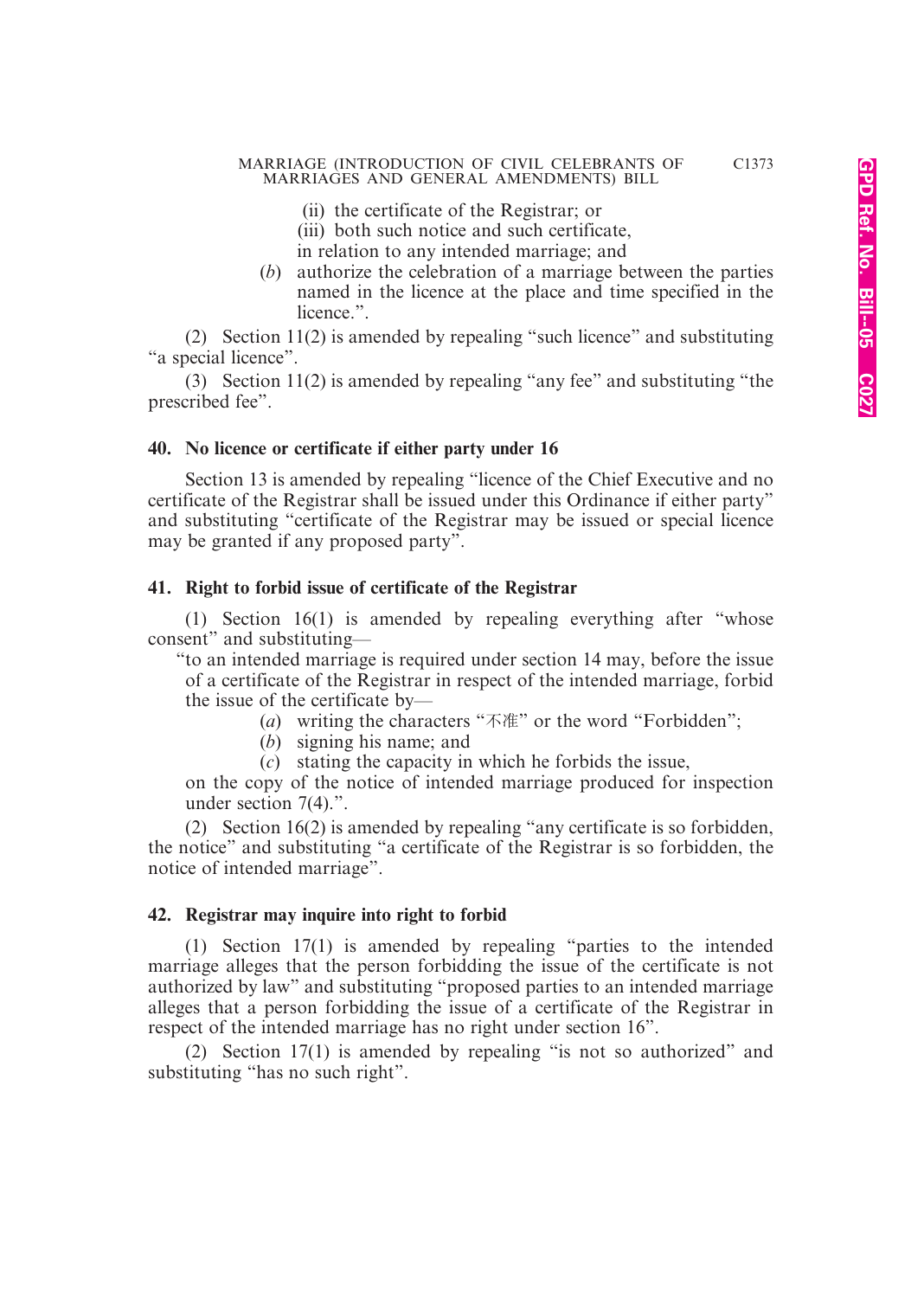(ii) the certificate of the Registrar; or

(iii) both such notice and such certificate,

in relation to any intended marriage; and

(*b*) authorize the celebration of a marriage between the parties named in the licence at the place and time specified in the licence.".

(2) Section 11(2) is amended by repealing "such licence" and substituting "a special licence".

(3) Section 11(2) is amended by repealing "any fee" and substituting "the prescribed fee".

**40. No licence or certificate if either party under 16**

Section 13 is amended by repealing "licence of the Chief Executive and no certificate of the Registrar shall be issued under this Ordinance if either party" and substituting "certificate of the Registrar may be issued or special licence may be granted if any proposed party".

**41. Right to forbid issue of certificate of the Registrar**

(1) Section 16(1) is amended by repealing everything after "whose consent" and substituting—

"to an intended marriage is required under section 14 may, before the issue of a certificate of the Registrar in respect of the intended marriage, forbid the issue of the certificate by—

(*a*) writing the characters "不准" or the word "Forbidden";

(*b*) signing his name; and

(*c*) stating the capacity in which he forbids the issue,

on the copy of the notice of intended marriage produced for inspection under section 7(4).".

(2) Section 16(2) is amended by repealing "any certificate is so forbidden, the notice" and substituting "a certificate of the Registrar is so forbidden, the notice of intended marriage".

**42. Registrar may inquire into right to forbid**

(1) Section 17(1) is amended by repealing "parties to the intended marriage alleges that the person forbidding the issue of the certificate is not authorized by law" and substituting "proposed parties to an intended marriage alleges that a person forbidding the issue of a certificate of the Registrar in respect of the intended marriage has no right under section 16".

(2) Section 17(1) is amended by repealing "is not so authorized" and substituting "has no such right".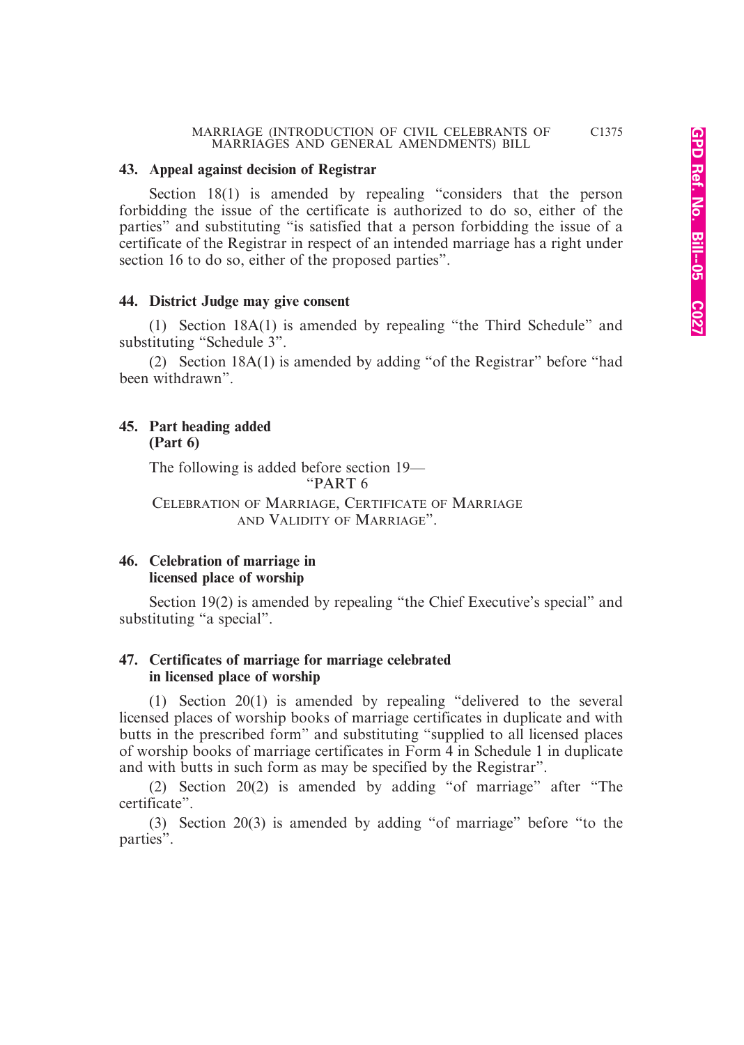**43. Appeal against decision of Registrar**

Section 18(1) is amended by repealing "considers that the person forbidding the issue of the certificate is authorized to do so, either of the parties" and substituting "is satisfied that a person forbidding the issue of a certificate of the Registrar in respect of an intended marriage has a right under section 16 to do so, either of the proposed parties".

**44. District Judge may give consent**

(1) Section 18A(1) is amended by repealing "the Third Schedule" and substituting "Schedule 3".

(2) Section 18A(1) is amended by adding "of the Registrar" before "had been withdrawn".

**45. Part heading added (Part 6)**

The following is added before section 19—

"PART 6

CELEBRATION OF MARRIAGE, CERTIFICATE OF MARRIAGE AND VALIDITY OF MARRIAGE".

**46. Celebration of marriage in licensed place of worship**

Section 19(2) is amended by repealing "the Chief Executive's special" and substituting "a special".

**47. Certificates of marriage for marriage celebrated in licensed place of worship**

(1) Section 20(1) is amended by repealing "delivered to the several licensed places of worship books of marriage certificates in duplicate and with butts in the prescribed form" and substituting "supplied to all licensed places of worship books of marriage certificates in Form 4 in Schedule 1 in duplicate and with butts in such form as may be specified by the Registrar".

(2) Section 20(2) is amended by adding "of marriage" after "The certificate".

(3) Section 20(3) is amended by adding "of marriage" before "to the parties".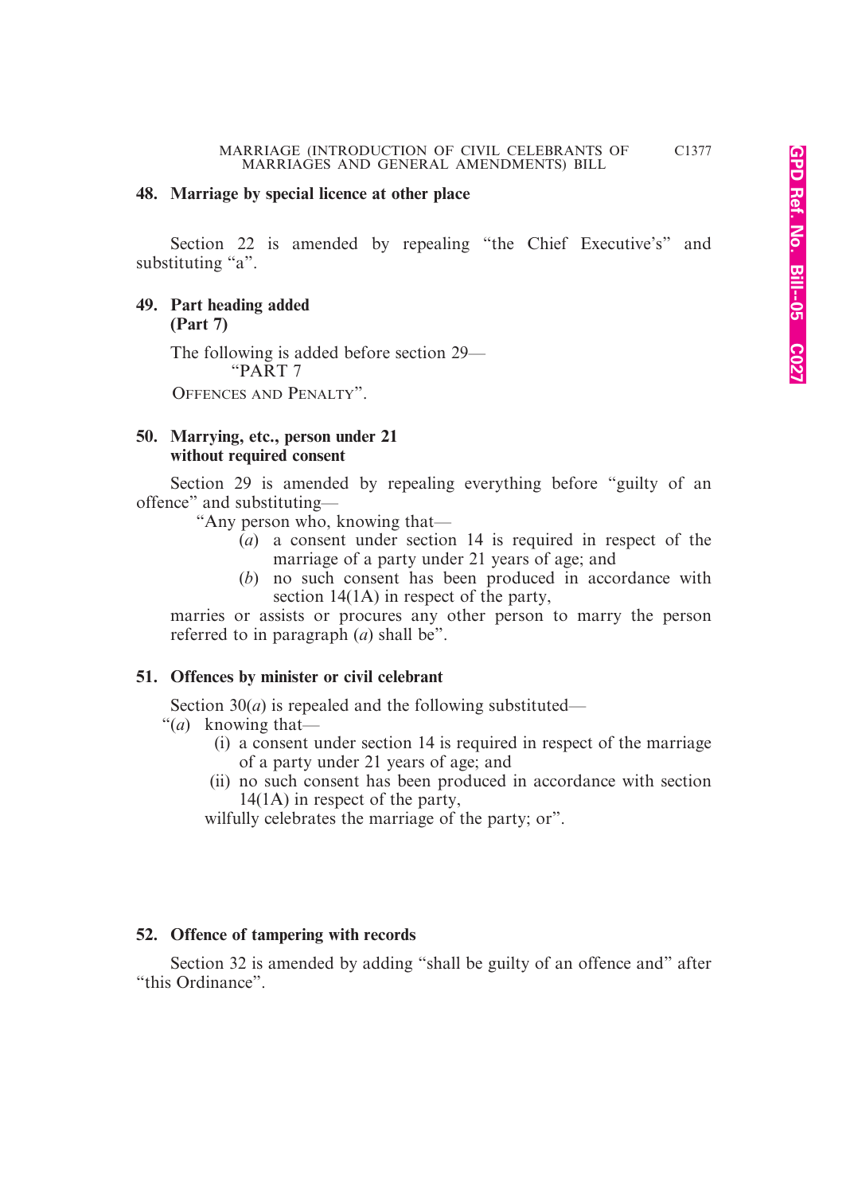## 48. Marriage by special licence at other place

Section 22 is amended by repealing "the Chief Executive's" and substituting "a".

## 49. Part heading added (Part 7)

The following is added before section 29—

"PART 7

OFFENCES AND PENALTY".

## 50. Marrying, etc., person under 21 without required consent

Section 29 is amended by repealing everything before "guilty of an offence" and substituting—

"Any person who, knowing that—

(*a*) a consent under section 14 is required in respect of the marriage of a party under 21 years of age; and

(*b*) no such consent has been produced in accordance with section 14(1A) in respect of the party,

marries or assists or procures any other person to marry the person referred to in paragraph (*a*) shall be".

## 51. Offences by minister or civil celebrant

Section 30(*a*) is repealed and the following substituted—

"(*a*) knowing that—

(i) a consent under section 14 is required in respect of the marriage of a party under 21 years of age; and

(ii) no such consent has been produced in accordance with section 14(1A) in respect of the party,

wilfully celebrates the marriage of the party; or".

## 52. Offence of tampering with records

Section 32 is amended by adding "shall be guilty of an offence and" after "this Ordinance".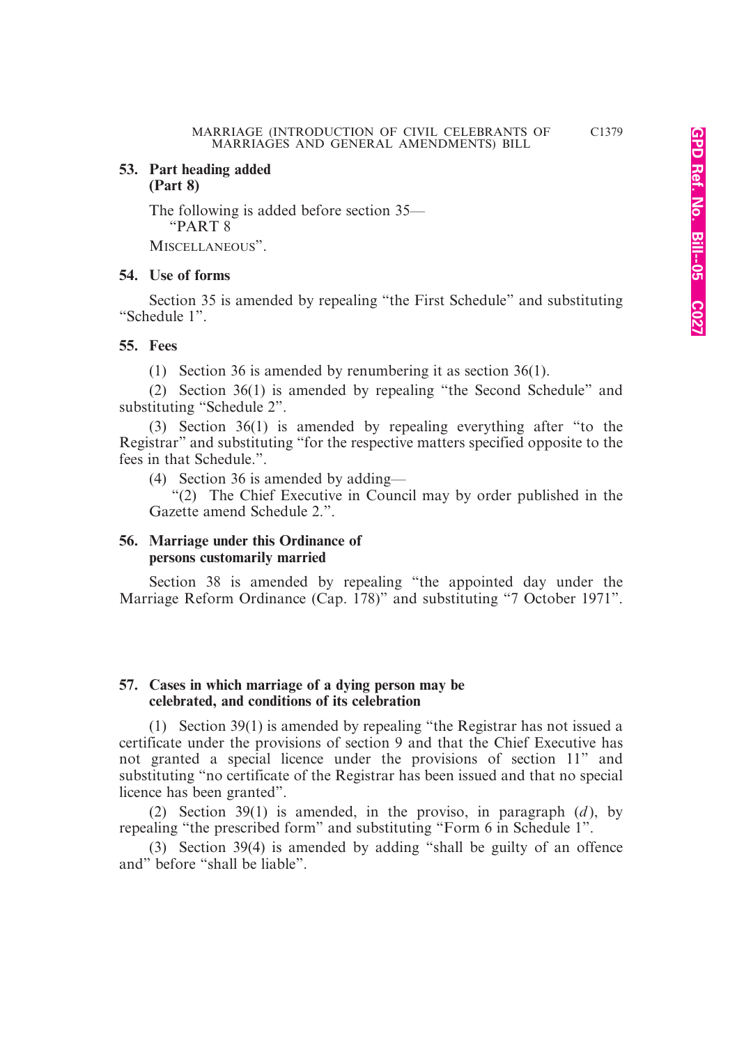**53. Part heading added (Part 8)**

The following is added before section 35—

"PART 8

MISCELLANEOUS".

**54. Use of forms**

Section 35 is amended by repealing "the First Schedule" and substituting "Schedule 1".

**55. Fees**

(1) Section 36 is amended by renumbering it as section 36(1).

(2) Section 36(1) is amended by repealing "the Second Schedule" and substituting "Schedule 2".

(3) Section 36(1) is amended by repealing everything after "to the Registrar" and substituting "for the respective matters specified opposite to the fees in that Schedule.".

(4) Section 36 is amended by adding—

"(2) The Chief Executive in Council may by order published in the Gazette amend Schedule 2.".

**56. Marriage under this Ordinance of persons customarily married**

Section 38 is amended by repealing "the appointed day under the Marriage Reform Ordinance (Cap. 178)" and substituting "7 October 1971".

**57. Cases in which marriage of a dying person may be celebrated, and conditions of its celebration**

(1) Section 39(1) is amended by repealing "the Registrar has not issued a certificate under the provisions of section 9 and that the Chief Executive has not granted a special licence under the provisions of section 11" and substituting "no certificate of the Registrar has been issued and that no special licence has been granted".

(2) Section 39(1) is amended, in the proviso, in paragraph (*d*), by repealing "the prescribed form" and substituting "Form 6 in Schedule 1".

(3) Section 39(4) is amended by adding "shall be guilty of an offence and" before "shall be liable".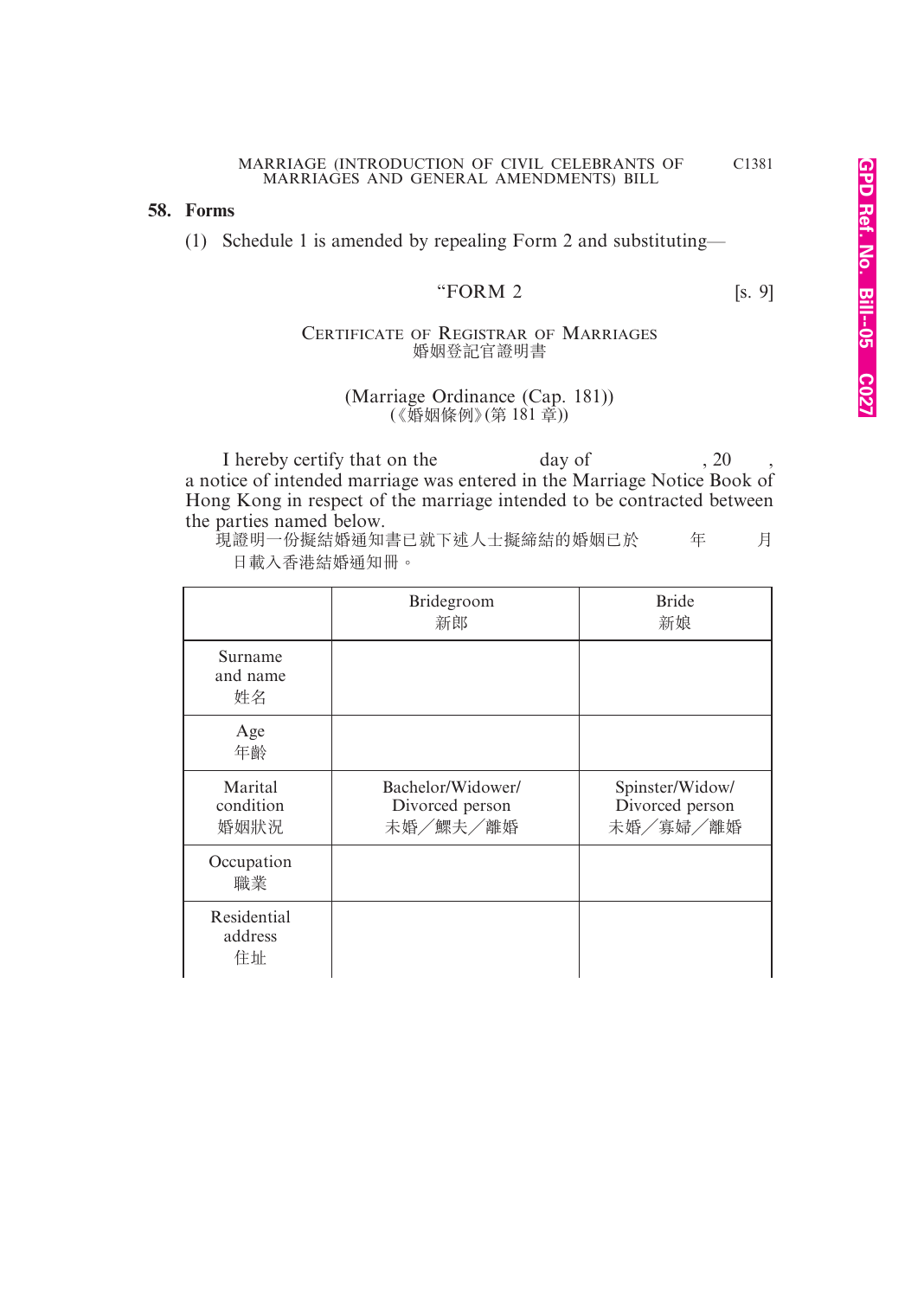## 58. Forms

(1) Schedule 1 is amended by repealing Form 2 and substituting—

"FORM 2 [s. 9]

CERTIFICATE OF REGISTRAR OF MARRIAGES
婚姻登記官證明書

(Marriage Ordinance (Cap. 181))
(《婚姻條例》(第 181 章))

I hereby certify that on the          day of          , 20     , a notice of intended marriage was entered in the Marriage Notice Book of Hong Kong in respect of the marriage intended to be contracted between the parties named below.
現證明一份擬結婚通知書已就下述人士擬締結的婚姻已於     年     月     日載入香港結婚通知冊。

| | Bridegroom 新郎 | Bride 新娘 |
|---|---|---|
| Surname and name 姓名 | | |
| Age 年齡 | | |
| Marital condition 婚姻狀況 | Bachelor/Widower/ Divorced person 未婚／鰥夫／離婚 | Spinster/Widow/ Divorced person 未婚／寡婦／離婚 |
| Occupation 職業 | | |
| Residential address 住址 | | |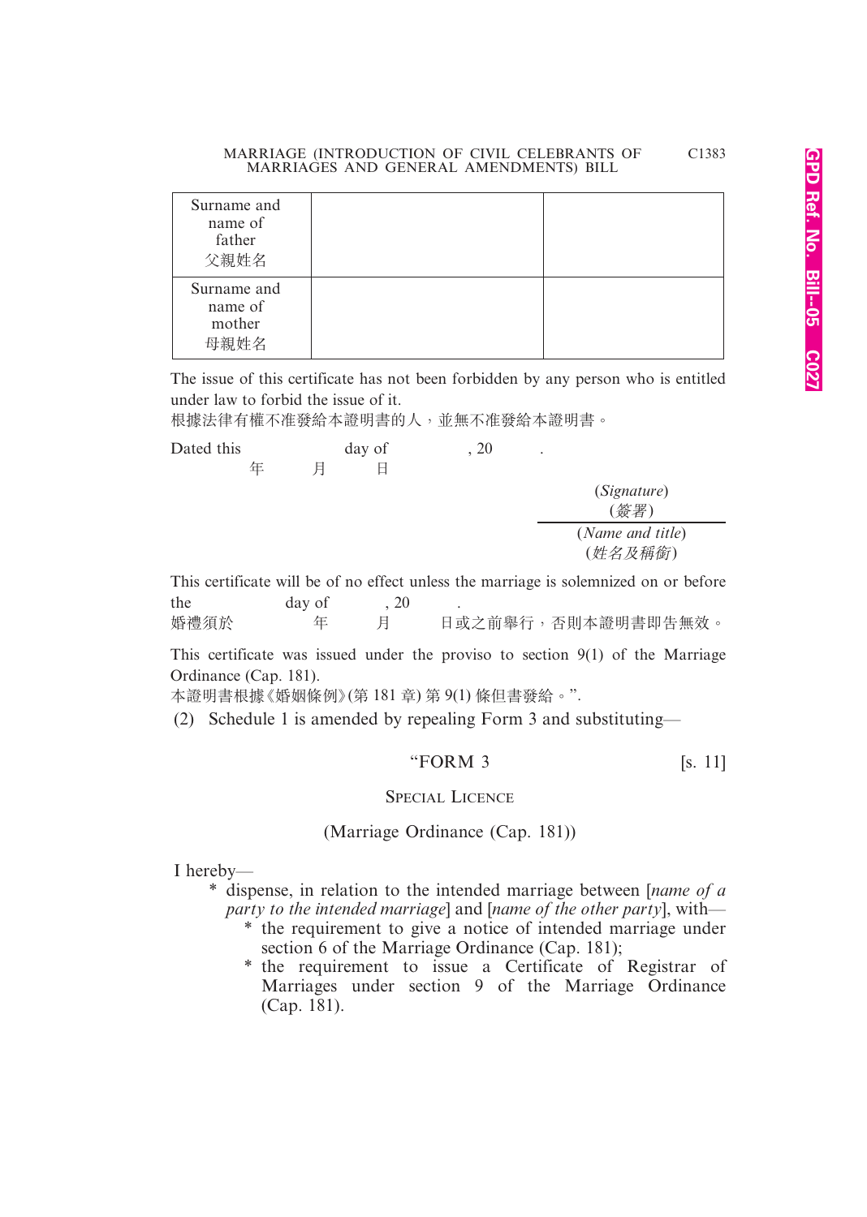| Surname and name of father 父親姓名 | | |
|---|---|---|
| Surname and name of mother 母親姓名 | | |

The issue of this certificate has not been forbidden by any person who is entitled under law to forbid the issue of it.
根據法律有權不准發給本證明書的人，並無不准發給本證明書。

Dated this day of , 20 .
年 月 日

(*Signature*)
(*簽署*)

(*Name and title*)
(*姓名及稱銜*)

This certificate will be of no effect unless the marriage is solemnized on or before the day of , 20 .
婚禮須於 年 月 日或之前舉行，否則本證明書即告無效。

This certificate was issued under the proviso to section 9(1) of the Marriage Ordinance (Cap. 181).
本證明書根據《婚姻條例》(第 181 章) 第 9(1) 條但書發給。”.

(2) Schedule 1 is amended by repealing Form 3 and substituting—

“FORM 3 [s. 11]

SPECIAL LICENCE

(Marriage Ordinance (Cap. 181))

I hereby—

- \* dispense, in relation to the intended marriage between [*name of a party to the intended marriage*] and [*name of the other party*], with—
  - \* the requirement to give a notice of intended marriage under section 6 of the Marriage Ordinance (Cap. 181);
  - \* the requirement to issue a Certificate of Registrar of Marriages under section 9 of the Marriage Ordinance (Cap. 181).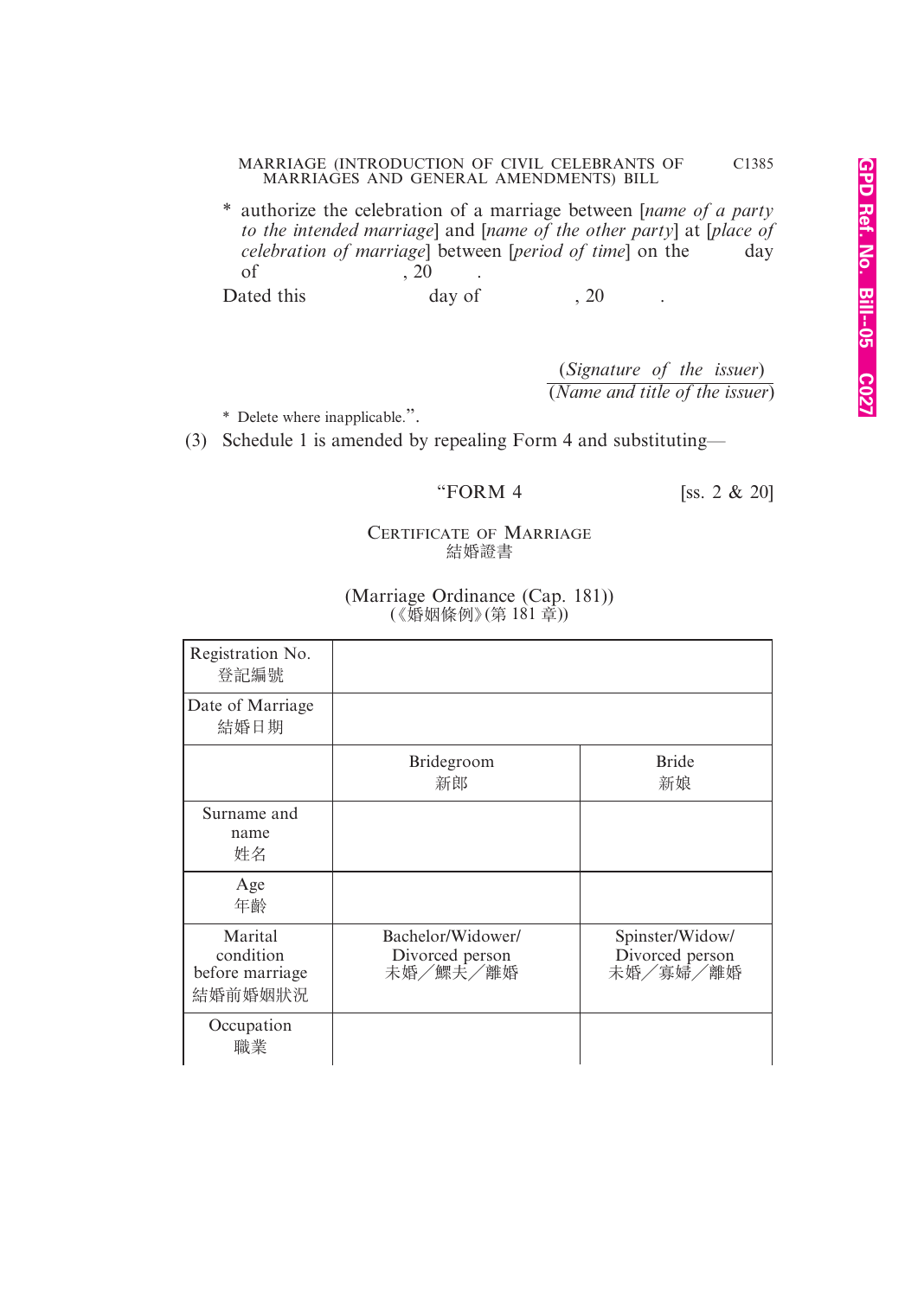\* authorize the celebration of a marriage between [*name of a party to the intended marriage*] and [*name of the other party*] at [*place of celebration of marriage*] between [*period of time*] on the day of , 20 .

Dated this day of , 20 .

(*Signature of the issuer*)
(*Name and title of the issuer*)

\* Delete where inapplicable.".

(3) Schedule 1 is amended by repealing Form 4 and substituting—

"FORM 4 [ss. 2 & 20]

CERTIFICATE OF MARRIAGE
結婚證書

(Marriage Ordinance (Cap. 181))
(《婚姻條例》(第 181 章))

| | | |
|---|---|---|
| Registration No. 登記編號 | | |
| Date of Marriage 結婚日期 | | |
| | Bridegroom 新郎 | Bride 新娘 |
| Surname and name 姓名 | | |
| Age 年齡 | | |
| Marital condition before marriage 結婚前婚姻狀況 | Bachelor/Widower/ Divorced person 未婚／鰥夫／離婚 | Spinster/Widow/ Divorced person 未婚／寡婦／離婚 |
| Occupation 職業 | | |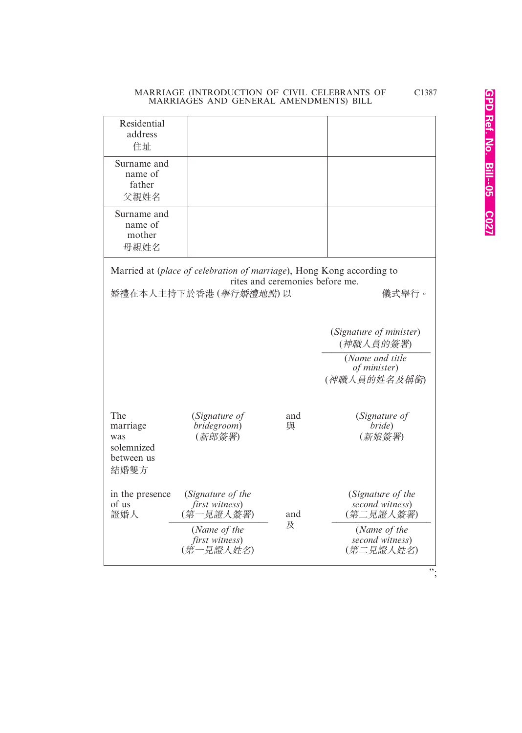| | | |
|---|---|---|
| Residential address 住址 | | |
| Surname and name of father 父親姓名 | | |
| Surname and name of mother 母親姓名 | | |

Married at (*place of celebration of marriage*), Hong Kong according to rites and ceremonies before me.
婚禮在本人主持下於香港 (*舉行婚禮地點*) 以 儀式舉行。

(*Signature of minister*)
(*神職人員的簽署*)

(*Name and title of minister*)
(*神職人員的姓名及稱銜*)

| | | | |
|---|---|---|---|
| The marriage was solemnized between us 結婚雙方 | (*Signature of bridegroom*) (*新郎簽署*) | and 與 | (*Signature of bride*) (*新娘簽署*) |
| in the presence of us 證婚人 | (*Signature of the first witness*) (*第一見證人簽署*) | and 及 | (*Signature of the second witness*) (*第二見證人簽署*) |
| | (*Name of the first witness*) (*第一見證人姓名*) | | (*Name of the second witness*) (*第二見證人姓名*) |

”;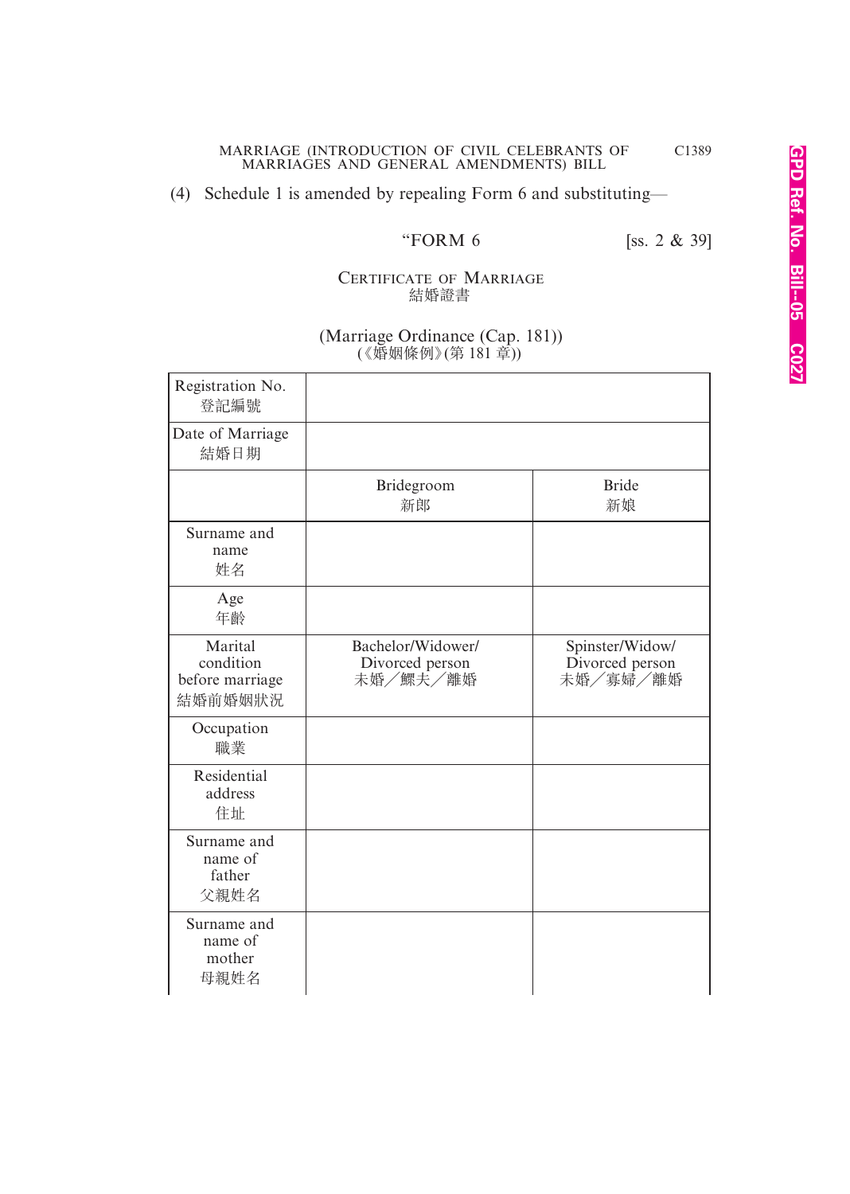(4) Schedule 1 is amended by repealing Form 6 and substituting—

“FORM 6 [ss. 2 & 39]

CERTIFICATE OF MARRIAGE
結婚證書

(Marriage Ordinance (Cap. 181))
(《婚姻條例》(第 181 章))

| Registration No. 登記編號 | | |
|---|---|---|
| Date of Marriage 結婚日期 | | |
| | Bridegroom 新郎 | Bride 新娘 |
| Surname and name 姓名 | | |
| Age 年齡 | | |
| Marital condition before marriage 結婚前婚姻狀況 | Bachelor/Widower/ Divorced person 未婚／鰥夫／離婚 | Spinster/Widow/ Divorced person 未婚／寡婦／離婚 |
| Occupation 職業 | | |
| Residential address 住址 | | |
| Surname and name of father 父親姓名 | | |
| Surname and name of mother 母親姓名 | | |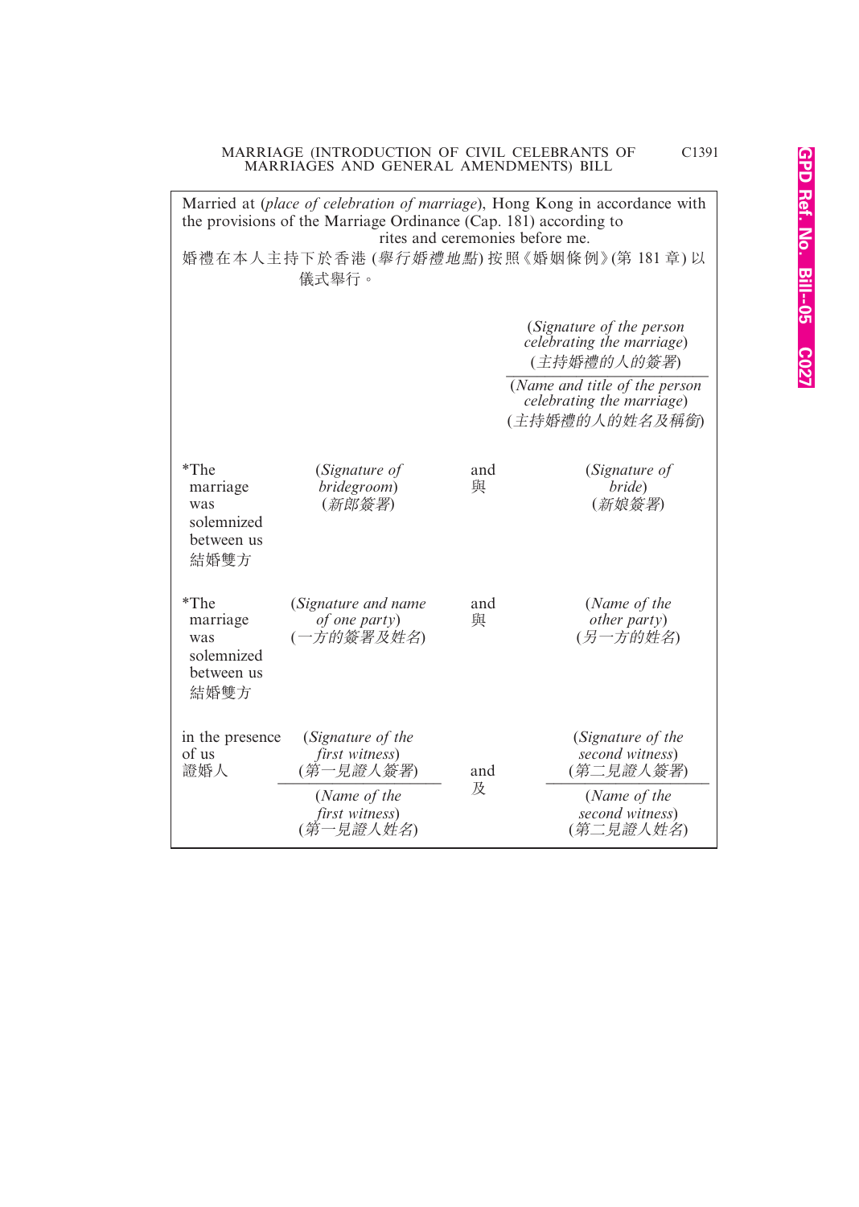Married at (*place of celebration of marriage*), Hong Kong in accordance with the provisions of the Marriage Ordinance (Cap. 181) according to rites and ceremonies before me.

婚禮在本人主持下於香港 (*舉行婚禮地點*) 按照《婚姻條例》(第 181 章) 以 儀式舉行。

| | | | |
|---|---|---|---|
| | | | (*Signature of the person celebrating the marriage*) (*主持婚禮的人的簽署*) |
| | | | (*Name and title of the person celebrating the marriage*) (*主持婚禮的人的姓名及稱銜*) |
| *The marriage was solemnized between us 結婚雙方 | (*Signature of bridegroom*) (*新郎簽署*) | and 與 | (*Signature of bride*) (*新娘簽署*) |
| *The marriage was solemnized between us 結婚雙方 | (*Signature and name of one party*) (*一方的簽署及姓名*) | and 與 | (*Name of the other party*) (*另一方的姓名*) |
| in the presence of us 證婚人 | (*Signature of the first witness*) (*第一見證人簽署*) | and 及 | (*Signature of the second witness*) (*第二見證人簽署*) |
| | (*Name of the first witness*) (*第一見證人姓名*) | | (*Name of the second witness*) (*第二見證人姓名*) |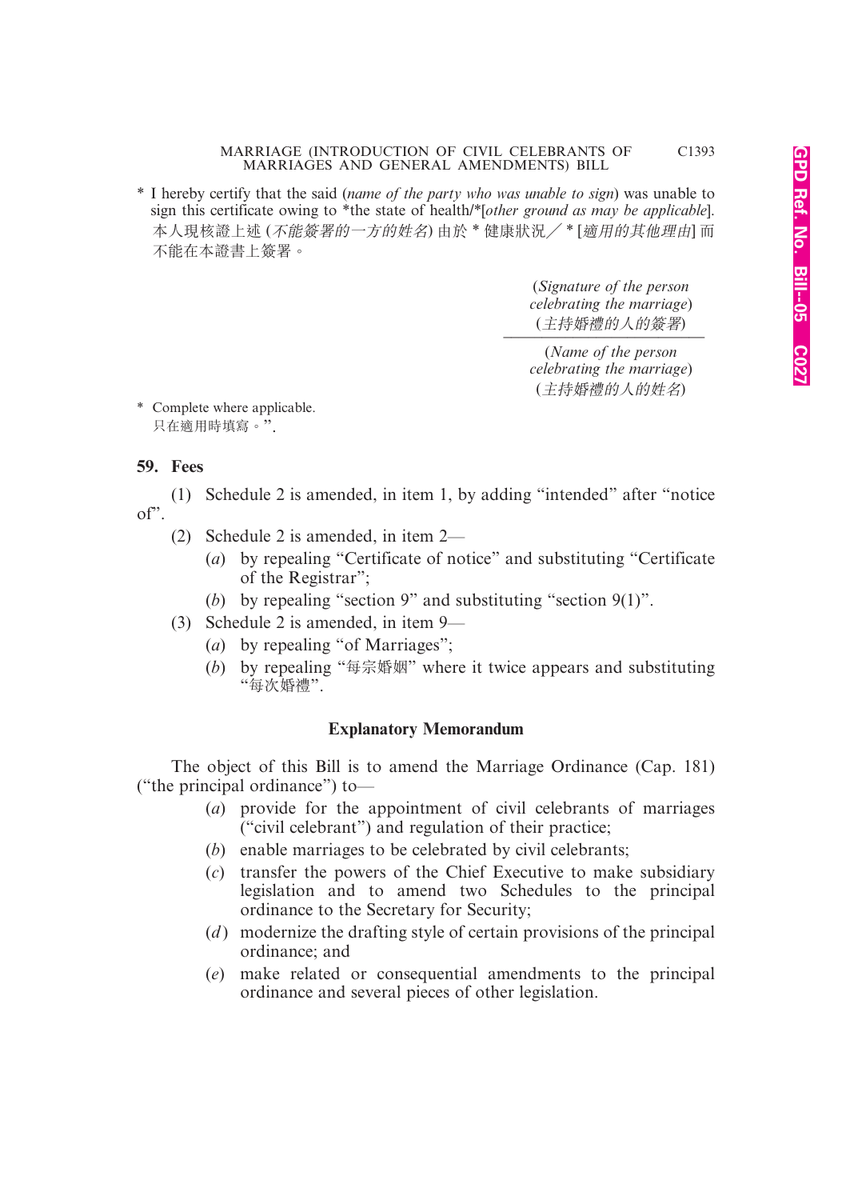\* I hereby certify that the said (*name of the party who was unable to sign*) was unable to sign this certificate owing to \*the state of health/\*[*other ground as may be applicable*].
本人現核證上述 (*不能簽署的一方的姓名*) 由於 \* 健康狀況／\* [*適用的其他理由*] 而不能在本證書上簽署。

(*Signature of the person celebrating the marriage*)
(*主持婚禮的人的簽署*)

(*Name of the person celebrating the marriage*)
(*主持婚禮的人的姓名*)

\* Complete where applicable.
只在適用時填寫。".

**59. Fees**

(1) Schedule 2 is amended, in item 1, by adding "intended" after "notice of".

(2) Schedule 2 is amended, in item 2—

(*a*) by repealing "Certificate of notice" and substituting "Certificate of the Registrar";

(*b*) by repealing "section 9" and substituting "section 9(1)".

(3) Schedule 2 is amended, in item 9—

(*a*) by repealing "of Marriages";

(*b*) by repealing "每宗婚姻" where it twice appears and substituting "每次婚禮".

## Explanatory Memorandum

The object of this Bill is to amend the Marriage Ordinance (Cap. 181) ("the principal ordinance") to—

(*a*) provide for the appointment of civil celebrants of marriages ("civil celebrant") and regulation of their practice;

(*b*) enable marriages to be celebrated by civil celebrants;

(*c*) transfer the powers of the Chief Executive to make subsidiary legislation and to amend two Schedules to the principal ordinance to the Secretary for Security;

(*d*) modernize the drafting style of certain provisions of the principal ordinance; and

(*e*) make related or consequential amendments to the principal ordinance and several pieces of other legislation.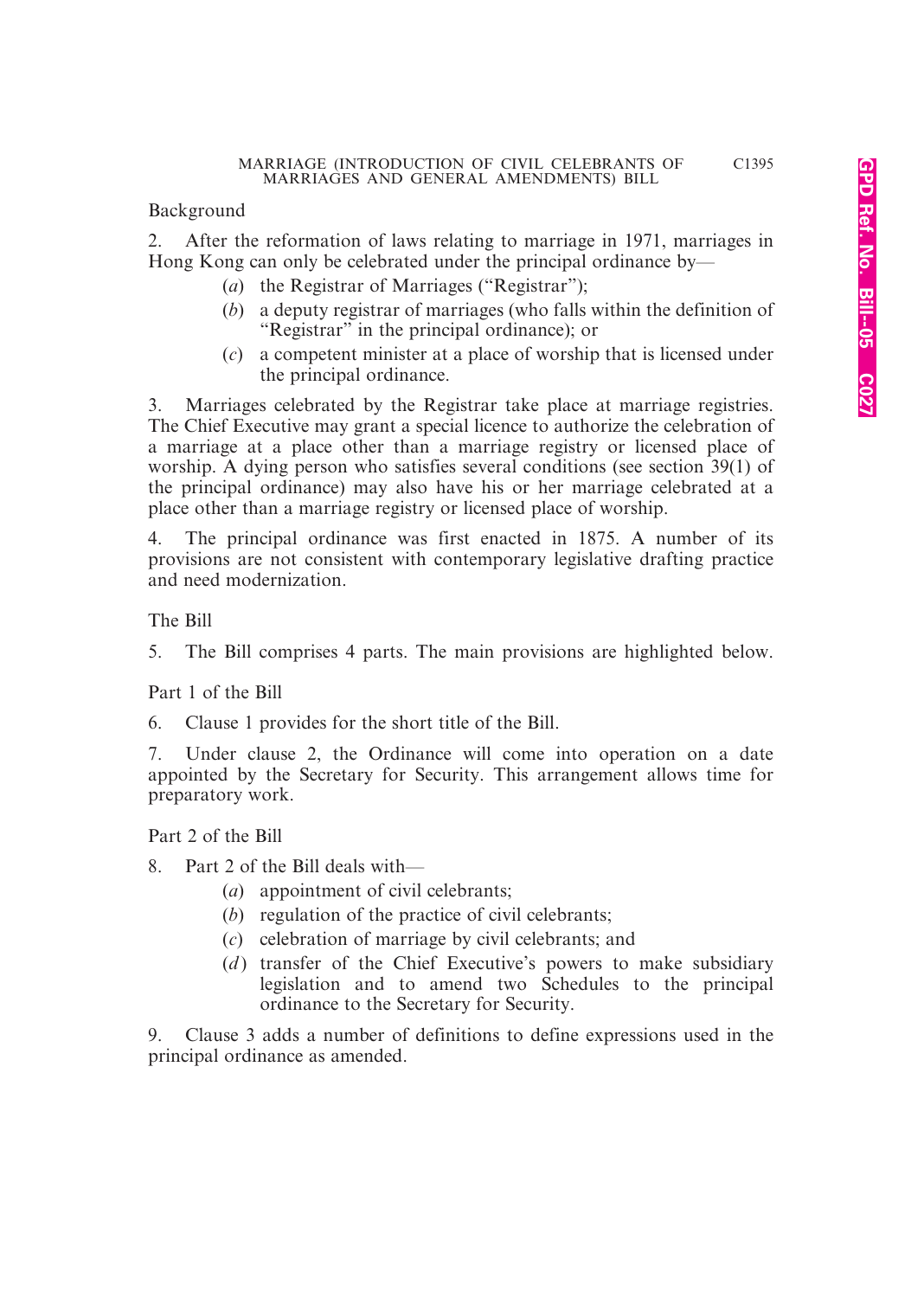Background

2. After the reformation of laws relating to marriage in 1971, marriages in Hong Kong can only be celebrated under the principal ordinance by—

(*a*) the Registrar of Marriages ("Registrar");

(*b*) a deputy registrar of marriages (who falls within the definition of "Registrar" in the principal ordinance); or

(*c*) a competent minister at a place of worship that is licensed under the principal ordinance.

3. Marriages celebrated by the Registrar take place at marriage registries. The Chief Executive may grant a special licence to authorize the celebration of a marriage at a place other than a marriage registry or licensed place of worship. A dying person who satisfies several conditions (see section 39(1) of the principal ordinance) may also have his or her marriage celebrated at a place other than a marriage registry or licensed place of worship.

4. The principal ordinance was first enacted in 1875. A number of its provisions are not consistent with contemporary legislative drafting practice and need modernization.

The Bill

5. The Bill comprises 4 parts. The main provisions are highlighted below.

Part 1 of the Bill

6. Clause 1 provides for the short title of the Bill.

7. Under clause 2, the Ordinance will come into operation on a date appointed by the Secretary for Security. This arrangement allows time for preparatory work.

Part 2 of the Bill

8. Part 2 of the Bill deals with—

(*a*) appointment of civil celebrants;

(*b*) regulation of the practice of civil celebrants;

(*c*) celebration of marriage by civil celebrants; and

(*d*) transfer of the Chief Executive's powers to make subsidiary legislation and to amend two Schedules to the principal ordinance to the Secretary for Security.

9. Clause 3 adds a number of definitions to define expressions used in the principal ordinance as amended.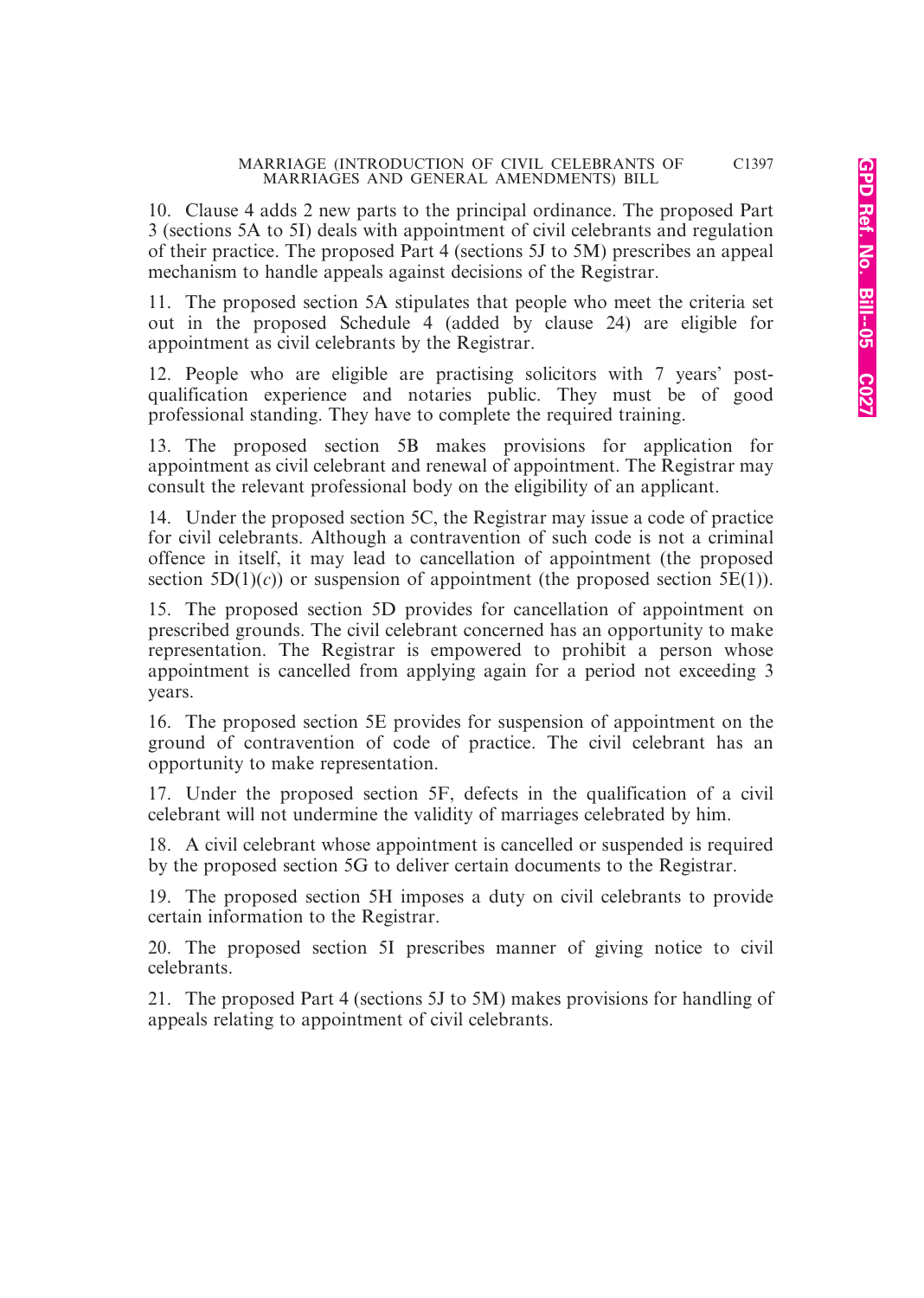10. Clause 4 adds 2 new parts to the principal ordinance. The proposed Part 3 (sections 5A to 5I) deals with appointment of civil celebrants and regulation of their practice. The proposed Part 4 (sections 5J to 5M) prescribes an appeal mechanism to handle appeals against decisions of the Registrar.

11. The proposed section 5A stipulates that people who meet the criteria set out in the proposed Schedule 4 (added by clause 24) are eligible for appointment as civil celebrants by the Registrar.

12. People who are eligible are practising solicitors with 7 years' post-qualification experience and notaries public. They must be of good professional standing. They have to complete the required training.

13. The proposed section 5B makes provisions for application for appointment as civil celebrant and renewal of appointment. The Registrar may consult the relevant professional body on the eligibility of an applicant.

14. Under the proposed section 5C, the Registrar may issue a code of practice for civil celebrants. Although a contravention of such code is not a criminal offence in itself, it may lead to cancellation of appointment (the proposed section 5D(1)(*c*)) or suspension of appointment (the proposed section 5E(1)).

15. The proposed section 5D provides for cancellation of appointment on prescribed grounds. The civil celebrant concerned has an opportunity to make representation. The Registrar is empowered to prohibit a person whose appointment is cancelled from applying again for a period not exceeding 3 years.

16. The proposed section 5E provides for suspension of appointment on the ground of contravention of code of practice. The civil celebrant has an opportunity to make representation.

17. Under the proposed section 5F, defects in the qualification of a civil celebrant will not undermine the validity of marriages celebrated by him.

18. A civil celebrant whose appointment is cancelled or suspended is required by the proposed section 5G to deliver certain documents to the Registrar.

19. The proposed section 5H imposes a duty on civil celebrants to provide certain information to the Registrar.

20. The proposed section 5I prescribes manner of giving notice to civil celebrants.

21. The proposed Part 4 (sections 5J to 5M) makes provisions for handling of appeals relating to appointment of civil celebrants.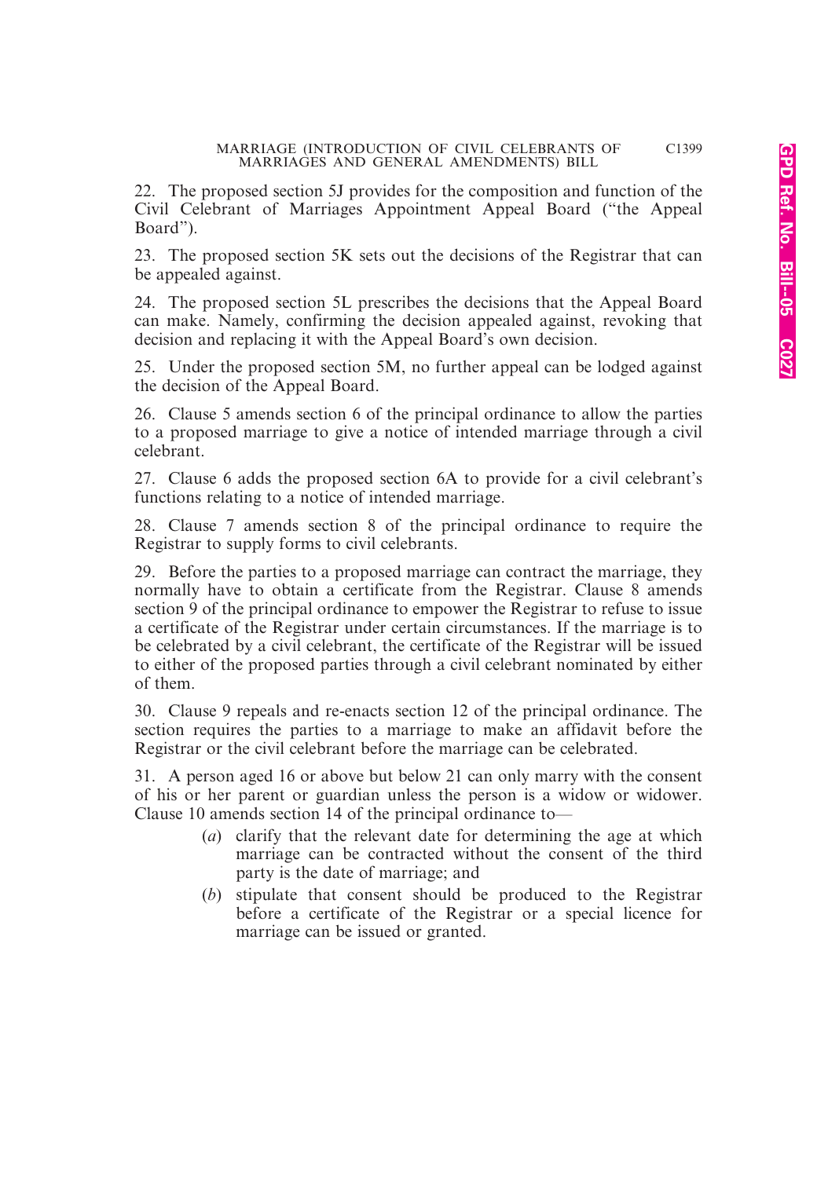22. The proposed section 5J provides for the composition and function of the Civil Celebrant of Marriages Appointment Appeal Board ("the Appeal Board").

23. The proposed section 5K sets out the decisions of the Registrar that can be appealed against.

24. The proposed section 5L prescribes the decisions that the Appeal Board can make. Namely, confirming the decision appealed against, revoking that decision and replacing it with the Appeal Board's own decision.

25. Under the proposed section 5M, no further appeal can be lodged against the decision of the Appeal Board.

26. Clause 5 amends section 6 of the principal ordinance to allow the parties to a proposed marriage to give a notice of intended marriage through a civil celebrant.

27. Clause 6 adds the proposed section 6A to provide for a civil celebrant's functions relating to a notice of intended marriage.

28. Clause 7 amends section 8 of the principal ordinance to require the Registrar to supply forms to civil celebrants.

29. Before the parties to a proposed marriage can contract the marriage, they normally have to obtain a certificate from the Registrar. Clause 8 amends section 9 of the principal ordinance to empower the Registrar to refuse to issue a certificate of the Registrar under certain circumstances. If the marriage is to be celebrated by a civil celebrant, the certificate of the Registrar will be issued to either of the proposed parties through a civil celebrant nominated by either of them.

30. Clause 9 repeals and re-enacts section 12 of the principal ordinance. The section requires the parties to a marriage to make an affidavit before the Registrar or the civil celebrant before the marriage can be celebrated.

31. A person aged 16 or above but below 21 can only marry with the consent of his or her parent or guardian unless the person is a widow or widower. Clause 10 amends section 14 of the principal ordinance to—

- (*a*) clarify that the relevant date for determining the age at which marriage can be contracted without the consent of the third party is the date of marriage; and
- (*b*) stipulate that consent should be produced to the Registrar before a certificate of the Registrar or a special licence for marriage can be issued or granted.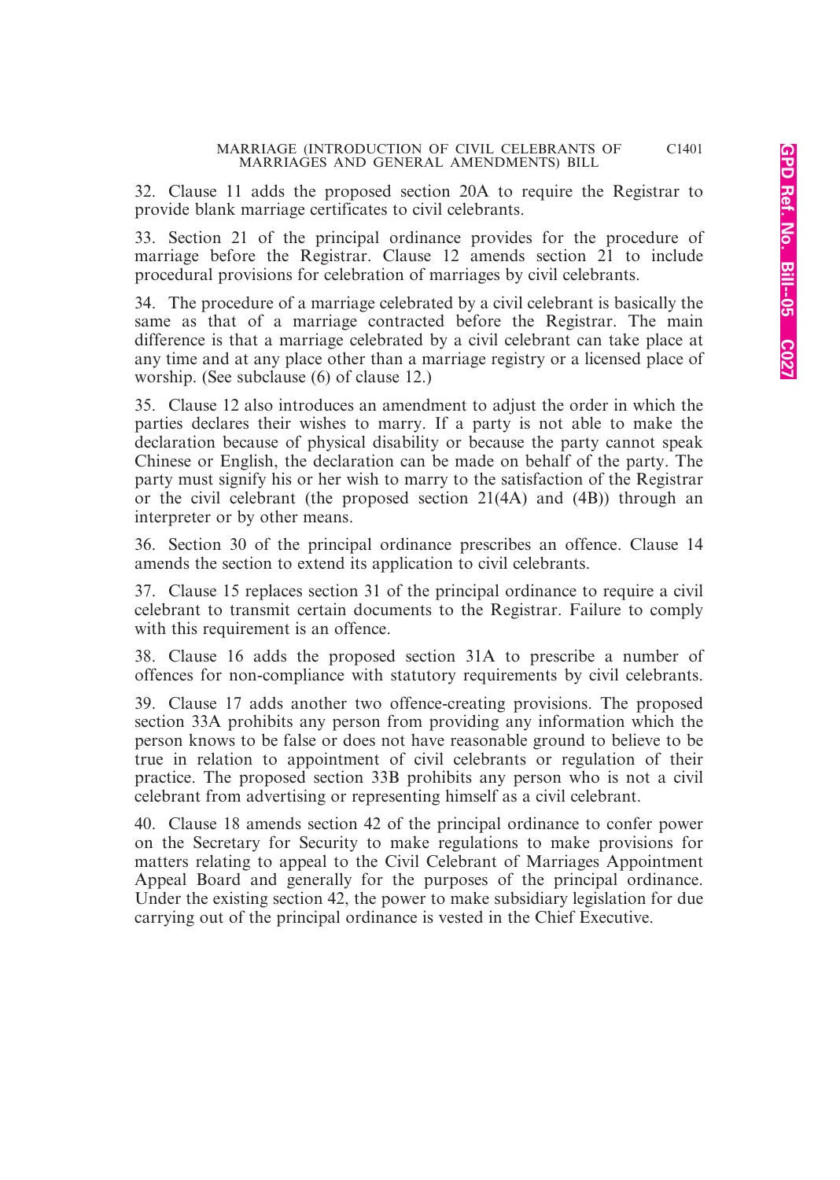32. Clause 11 adds the proposed section 20A to require the Registrar to provide blank marriage certificates to civil celebrants.

33. Section 21 of the principal ordinance provides for the procedure of marriage before the Registrar. Clause 12 amends section 21 to include procedural provisions for celebration of marriages by civil celebrants.

34. The procedure of a marriage celebrated by a civil celebrant is basically the same as that of a marriage contracted before the Registrar. The main difference is that a marriage celebrated by a civil celebrant can take place at any time and at any place other than a marriage registry or a licensed place of worship. (See subclause (6) of clause 12.)

35. Clause 12 also introduces an amendment to adjust the order in which the parties declares their wishes to marry. If a party is not able to make the declaration because of physical disability or because the party cannot speak Chinese or English, the declaration can be made on behalf of the party. The party must signify his or her wish to marry to the satisfaction of the Registrar or the civil celebrant (the proposed section 21(4A) and (4B)) through an interpreter or by other means.

36. Section 30 of the principal ordinance prescribes an offence. Clause 14 amends the section to extend its application to civil celebrants.

37. Clause 15 replaces section 31 of the principal ordinance to require a civil celebrant to transmit certain documents to the Registrar. Failure to comply with this requirement is an offence.

38. Clause 16 adds the proposed section 31A to prescribe a number of offences for non-compliance with statutory requirements by civil celebrants.

39. Clause 17 adds another two offence-creating provisions. The proposed section 33A prohibits any person from providing any information which the person knows to be false or does not have reasonable ground to believe to be true in relation to appointment of civil celebrants or regulation of their practice. The proposed section 33B prohibits any person who is not a civil celebrant from advertising or representing himself as a civil celebrant.

40. Clause 18 amends section 42 of the principal ordinance to confer power on the Secretary for Security to make regulations to make provisions for matters relating to appeal to the Civil Celebrant of Marriages Appointment Appeal Board and generally for the purposes of the principal ordinance. Under the existing section 42, the power to make subsidiary legislation for due carrying out of the principal ordinance is vested in the Chief Executive.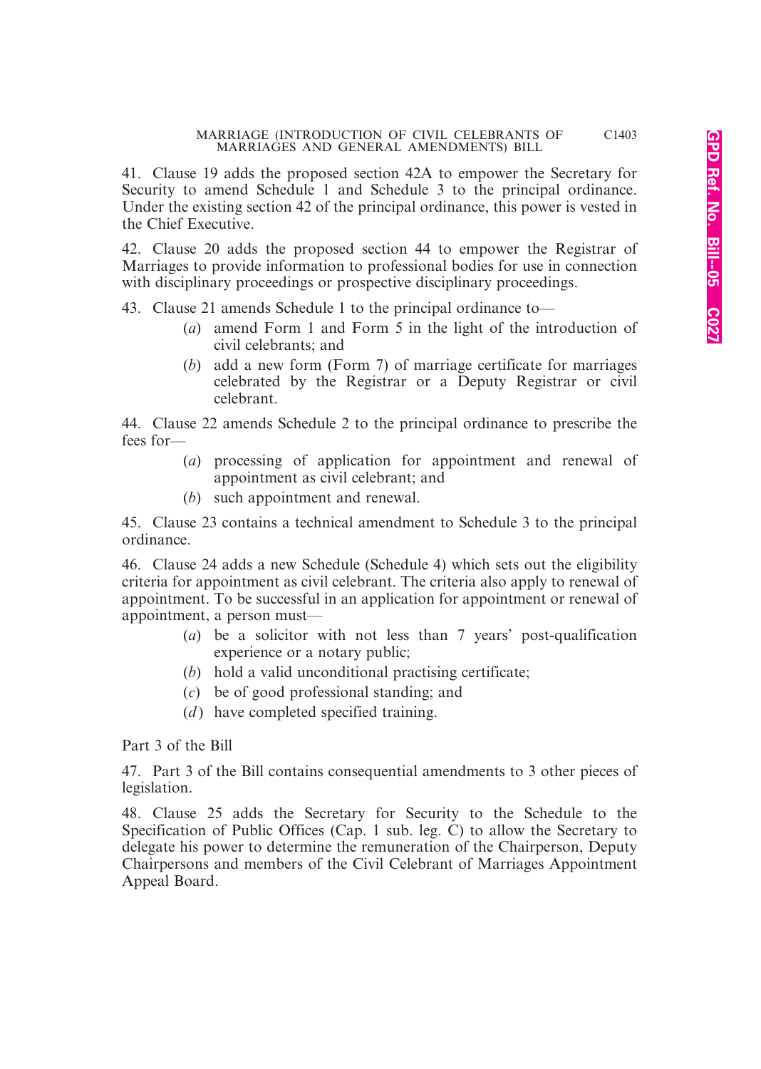41. Clause 19 adds the proposed section 42A to empower the Secretary for Security to amend Schedule 1 and Schedule 3 to the principal ordinance. Under the existing section 42 of the principal ordinance, this power is vested in the Chief Executive.

42. Clause 20 adds the proposed section 44 to empower the Registrar of Marriages to provide information to professional bodies for use in connection with disciplinary proceedings or prospective disciplinary proceedings.

43. Clause 21 amends Schedule 1 to the principal ordinance to—

- (*a*) amend Form 1 and Form 5 in the light of the introduction of civil celebrants; and
- (*b*) add a new form (Form 7) of marriage certificate for marriages celebrated by the Registrar or a Deputy Registrar or civil celebrant.

44. Clause 22 amends Schedule 2 to the principal ordinance to prescribe the fees for—

- (*a*) processing of application for appointment and renewal of appointment as civil celebrant; and
- (*b*) such appointment and renewal.

45. Clause 23 contains a technical amendment to Schedule 3 to the principal ordinance.

46. Clause 24 adds a new Schedule (Schedule 4) which sets out the eligibility criteria for appointment as civil celebrant. The criteria also apply to renewal of appointment. To be successful in an application for appointment or renewal of appointment, a person must—

- (*a*) be a solicitor with not less than 7 years' post-qualification experience or a notary public;
- (*b*) hold a valid unconditional practising certificate;
- (*c*) be of good professional standing; and
- (*d*) have completed specified training.

Part 3 of the Bill

47. Part 3 of the Bill contains consequential amendments to 3 other pieces of legislation.

48. Clause 25 adds the Secretary for Security to the Schedule to the Specification of Public Offices (Cap. 1 sub. leg. C) to allow the Secretary to delegate his power to determine the remuneration of the Chairperson, Deputy Chairpersons and members of the Civil Celebrant of Marriages Appointment Appeal Board.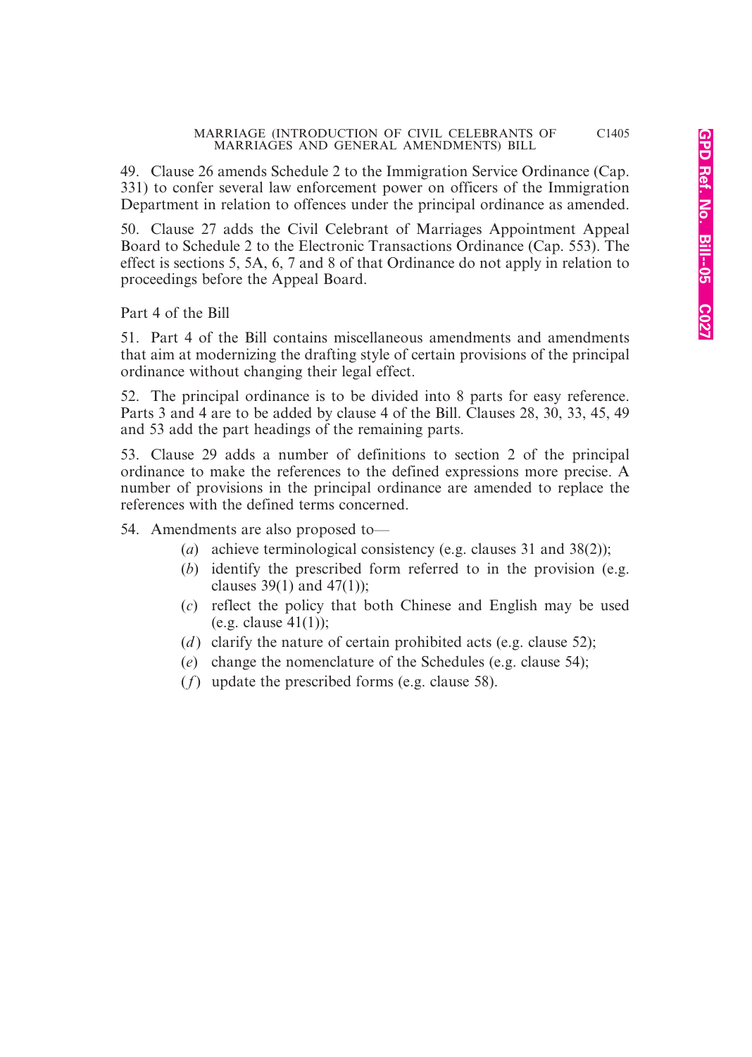49. Clause 26 amends Schedule 2 to the Immigration Service Ordinance (Cap. 331) to confer several law enforcement power on officers of the Immigration Department in relation to offences under the principal ordinance as amended.

50. Clause 27 adds the Civil Celebrant of Marriages Appointment Appeal Board to Schedule 2 to the Electronic Transactions Ordinance (Cap. 553). The effect is sections 5, 5A, 6, 7 and 8 of that Ordinance do not apply in relation to proceedings before the Appeal Board.

Part 4 of the Bill

51. Part 4 of the Bill contains miscellaneous amendments and amendments that aim at modernizing the drafting style of certain provisions of the principal ordinance without changing their legal effect.

52. The principal ordinance is to be divided into 8 parts for easy reference. Parts 3 and 4 are to be added by clause 4 of the Bill. Clauses 28, 30, 33, 45, 49 and 53 add the part headings of the remaining parts.

53. Clause 29 adds a number of definitions to section 2 of the principal ordinance to make the references to the defined expressions more precise. A number of provisions in the principal ordinance are amended to replace the references with the defined terms concerned.

54. Amendments are also proposed to—

(*a*) achieve terminological consistency (e.g. clauses 31 and 38(2));

(*b*) identify the prescribed form referred to in the provision (e.g. clauses 39(1) and 47(1));

(*c*) reflect the policy that both Chinese and English may be used (e.g. clause 41(1));

(*d*) clarify the nature of certain prohibited acts (e.g. clause 52);

(*e*) change the nomenclature of the Schedules (e.g. clause 54);

(*f*) update the prescribed forms (e.g. clause 58).